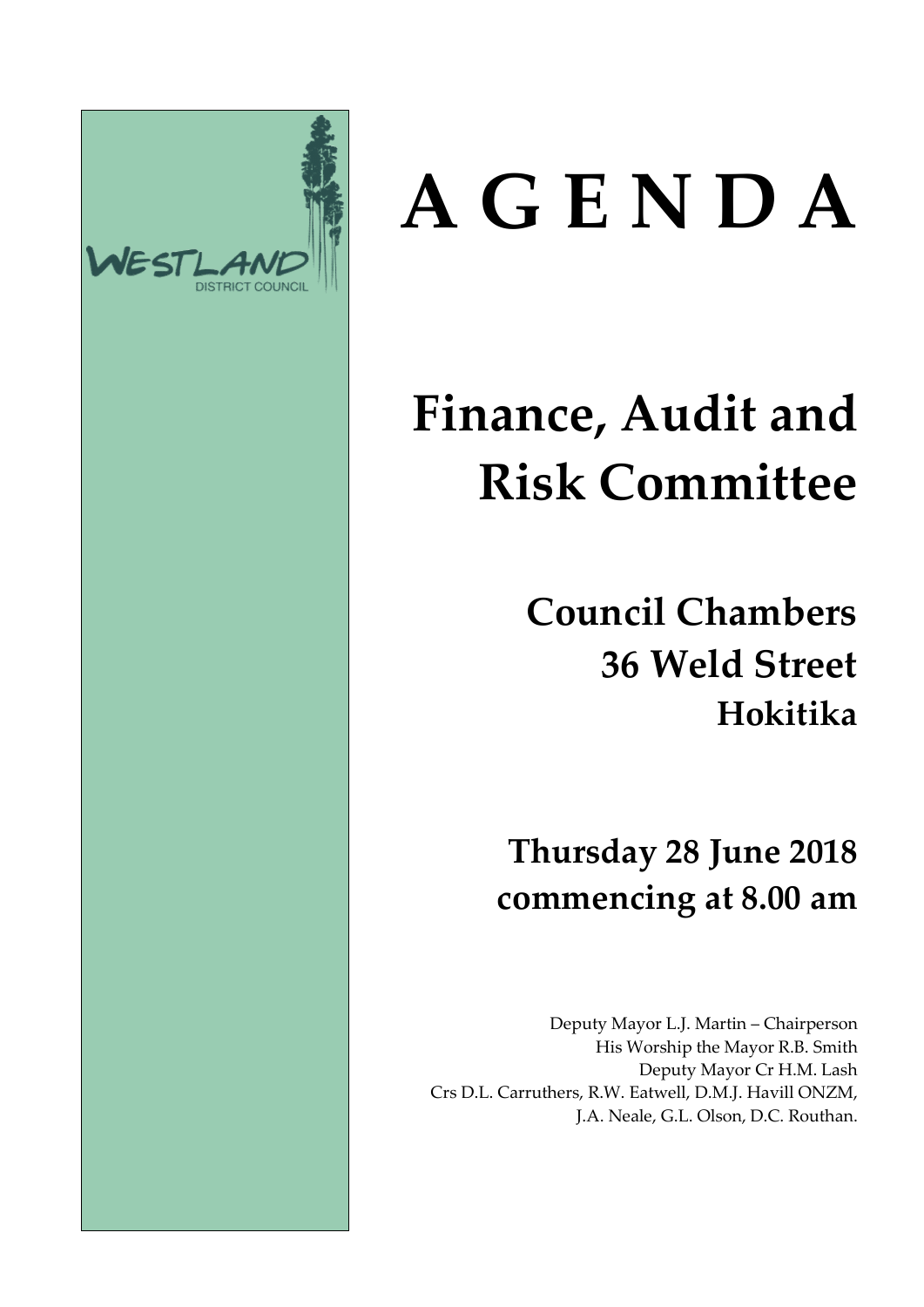WESTLAND
DISTRICT COUNCIL

# A G E N D A

# Finance, Audit and Risk Committee

## Council Chambers
## 36 Weld Street
### Hokitika

## Thursday 28 June 2018
## commencing at 8.00 am

Deputy Mayor L.J. Martin – Chairperson
His Worship the Mayor R.B. Smith
Deputy Mayor Cr H.M. Lash
Crs D.L. Carruthers, R.W. Eatwell, D.M.J. Havill ONZM,
J.A. Neale, G.L. Olson, D.C. Routhan.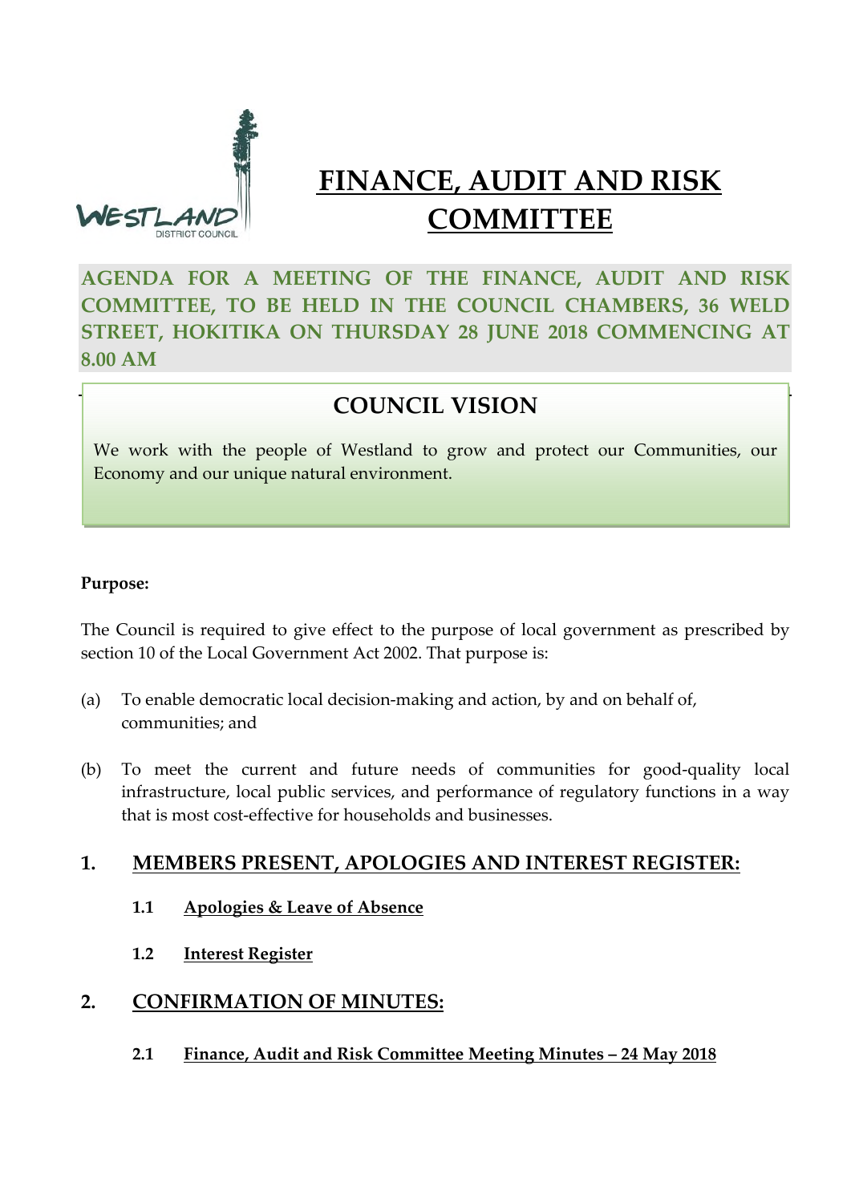# FINANCE, AUDIT AND RISK COMMITTEE

**AGENDA FOR A MEETING OF THE FINANCE, AUDIT AND RISK COMMITTEE, TO BE HELD IN THE COUNCIL CHAMBERS, 36 WELD STREET, HOKITIKA ON THURSDAY 28 JUNE 2018 COMMENCING AT 8.00 AM**

## COUNCIL VISION

We work with the people of Westland to grow and protect our Communities, our Economy and our unique natural environment.

**Purpose:**

The Council is required to give effect to the purpose of local government as prescribed by section 10 of the Local Government Act 2002. That purpose is:

(a) To enable democratic local decision-making and action, by and on behalf of, communities; and

(b) To meet the current and future needs of communities for good-quality local infrastructure, local public services, and performance of regulatory functions in a way that is most cost-effective for households and businesses.

## 1. MEMBERS PRESENT, APOLOGIES AND INTEREST REGISTER:

### 1.1 Apologies & Leave of Absence

### 1.2 Interest Register

## 2. CONFIRMATION OF MINUTES:

### 2.1 Finance, Audit and Risk Committee Meeting Minutes – 24 May 2018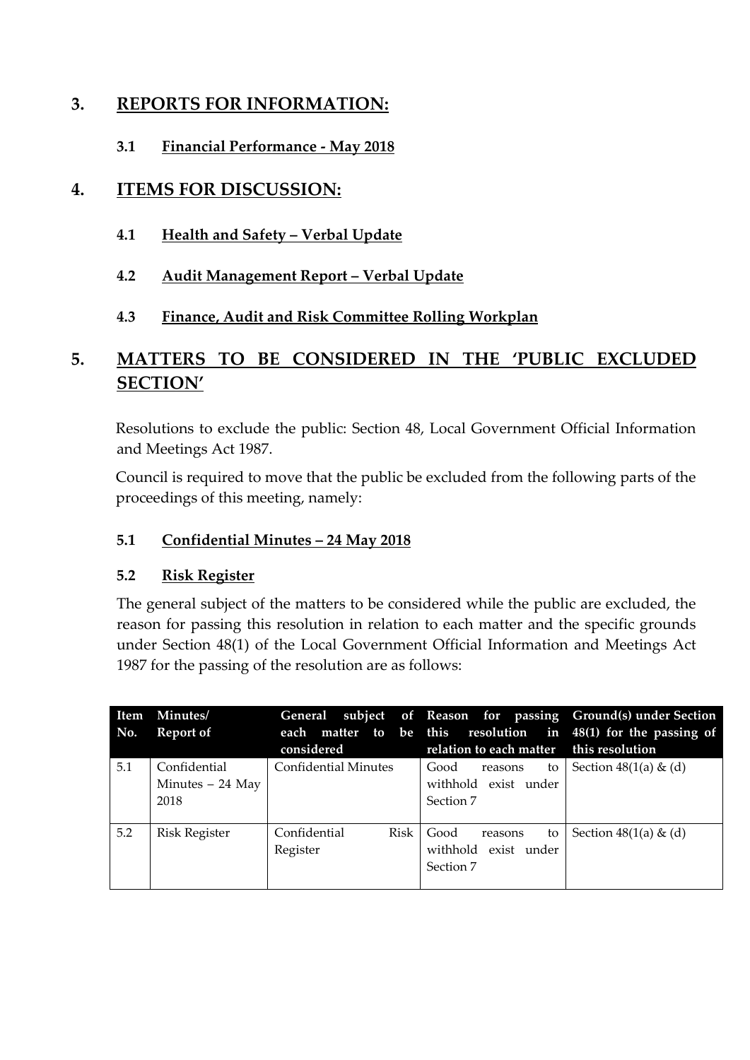## 3. REPORTS FOR INFORMATION:

### 3.1 Financial Performance - May 2018

## 4. ITEMS FOR DISCUSSION:

### 4.1 Health and Safety – Verbal Update

### 4.2 Audit Management Report – Verbal Update

### 4.3 Finance, Audit and Risk Committee Rolling Workplan

## 5. MATTERS TO BE CONSIDERED IN THE 'PUBLIC EXCLUDED SECTION'

Resolutions to exclude the public: Section 48, Local Government Official Information and Meetings Act 1987.

Council is required to move that the public be excluded from the following parts of the proceedings of this meeting, namely:

### 5.1 Confidential Minutes – 24 May 2018

### 5.2 Risk Register

The general subject of the matters to be considered while the public are excluded, the reason for passing this resolution in relation to each matter and the specific grounds under Section 48(1) of the Local Government Official Information and Meetings Act 1987 for the passing of the resolution are as follows:

| Item No. | Minutes/ Report of | General subject of each matter to be considered | Reason for passing this resolution in relation to each matter | Ground(s) under Section 48(1) for the passing of this resolution |
|---|---|---|---|---|
| 5.1 | Confidential Minutes – 24 May 2018 | Confidential Minutes | Good reasons to withhold exist under Section 7 | Section 48(1(a) & (d) |
| 5.2 | Risk Register | Confidential Risk Register | Good reasons to withhold exist under Section 7 | Section 48(1(a) & (d) |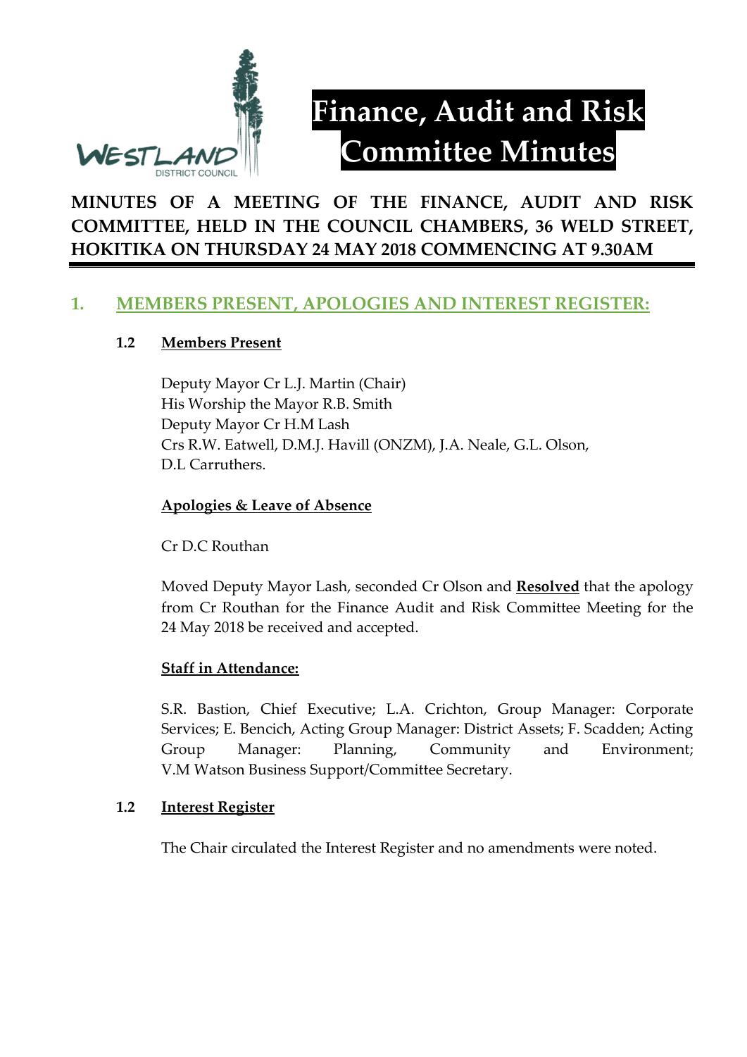# Finance, Audit and Risk Committee Minutes

**MINUTES OF A MEETING OF THE FINANCE, AUDIT AND RISK COMMITTEE, HELD IN THE COUNCIL CHAMBERS, 36 WELD STREET, HOKITIKA ON THURSDAY 24 MAY 2018 COMMENCING AT 9.30AM**

## 1. MEMBERS PRESENT, APOLOGIES AND INTEREST REGISTER:

### 1.2 Members Present

Deputy Mayor Cr L.J. Martin (Chair)
His Worship the Mayor R.B. Smith
Deputy Mayor Cr H.M Lash
Crs R.W. Eatwell, D.M.J. Havill (ONZM), J.A. Neale, G.L. Olson, D.L Carruthers.

**Apologies & Leave of Absence**

Cr D.C Routhan

Moved Deputy Mayor Lash, seconded Cr Olson and **Resolved** that the apology from Cr Routhan for the Finance Audit and Risk Committee Meeting for the 24 May 2018 be received and accepted.

**Staff in Attendance:**

S.R. Bastion, Chief Executive; L.A. Crichton, Group Manager: Corporate Services; E. Bencich, Acting Group Manager: District Assets; F. Scadden; Acting Group Manager: Planning, Community and Environment; V.M Watson Business Support/Committee Secretary.

### 1.2 Interest Register

The Chair circulated the Interest Register and no amendments were noted.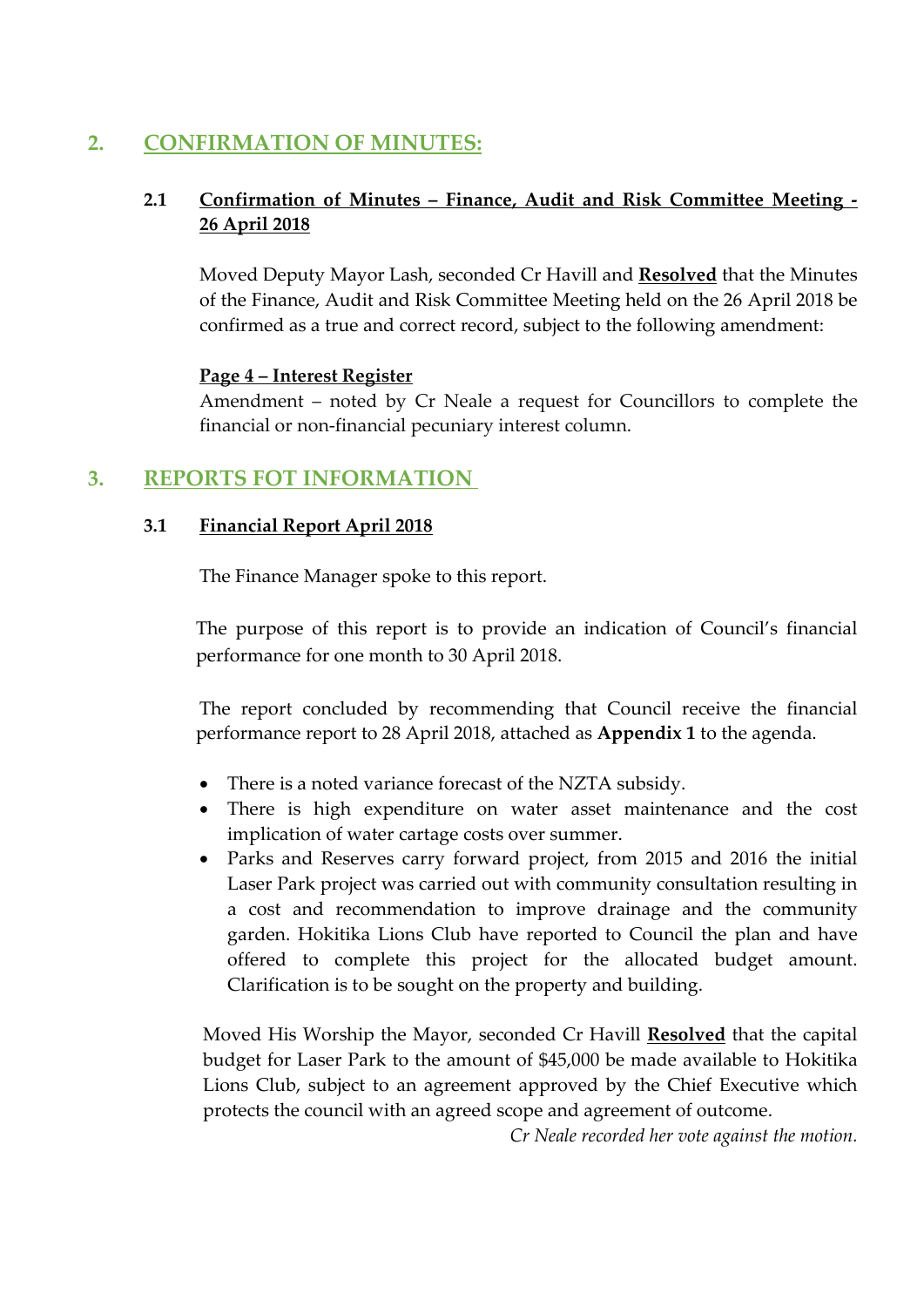## 2. CONFIRMATION OF MINUTES:

### 2.1 Confirmation of Minutes – Finance, Audit and Risk Committee Meeting - 26 April 2018

Moved Deputy Mayor Lash, seconded Cr Havill and **Resolved** that the Minutes of the Finance, Audit and Risk Committee Meeting held on the 26 April 2018 be confirmed as a true and correct record, subject to the following amendment:

**Page 4 – Interest Register**

Amendment – noted by Cr Neale a request for Councillors to complete the financial or non-financial pecuniary interest column.

## 3. REPORTS FOT INFORMATION

### 3.1 Financial Report April 2018

The Finance Manager spoke to this report.

The purpose of this report is to provide an indication of Council's financial performance for one month to 30 April 2018.

The report concluded by recommending that Council receive the financial performance report to 28 April 2018, attached as **Appendix 1** to the agenda.

- There is a noted variance forecast of the NZTA subsidy.
- There is high expenditure on water asset maintenance and the cost implication of water cartage costs over summer.
- Parks and Reserves carry forward project, from 2015 and 2016 the initial Laser Park project was carried out with community consultation resulting in a cost and recommendation to improve drainage and the community garden. Hokitika Lions Club have reported to Council the plan and have offered to complete this project for the allocated budget amount. Clarification is to be sought on the property and building.

Moved His Worship the Mayor, seconded Cr Havill **Resolved** that the capital budget for Laser Park to the amount of $45,000 be made available to Hokitika Lions Club, subject to an agreement approved by the Chief Executive which protects the council with an agreed scope and agreement of outcome.

*Cr Neale recorded her vote against the motion.*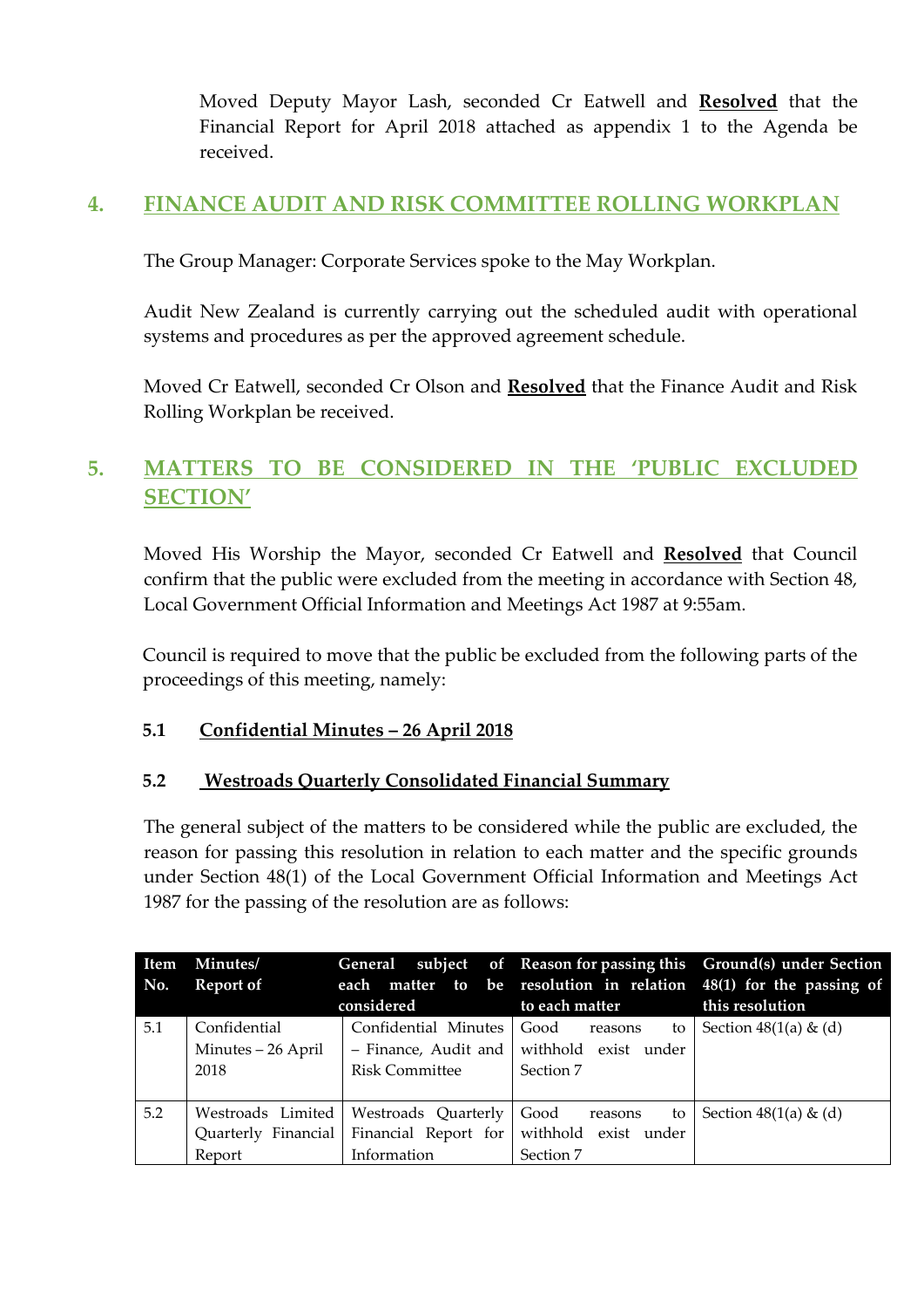Moved Deputy Mayor Lash, seconded Cr Eatwell and **Resolved** that the Financial Report for April 2018 attached as appendix 1 to the Agenda be received.

## 4. FINANCE AUDIT AND RISK COMMITTEE ROLLING WORKPLAN

The Group Manager: Corporate Services spoke to the May Workplan.

Audit New Zealand is currently carrying out the scheduled audit with operational systems and procedures as per the approved agreement schedule.

Moved Cr Eatwell, seconded Cr Olson and **Resolved** that the Finance Audit and Risk Rolling Workplan be received.

## 5. MATTERS TO BE CONSIDERED IN THE 'PUBLIC EXCLUDED SECTION'

Moved His Worship the Mayor, seconded Cr Eatwell and **Resolved** that Council confirm that the public were excluded from the meeting in accordance with Section 48, Local Government Official Information and Meetings Act 1987 at 9:55am.

Council is required to move that the public be excluded from the following parts of the proceedings of this meeting, namely:

### 5.1 Confidential Minutes – 26 April 2018

### 5.2 Westroads Quarterly Consolidated Financial Summary

The general subject of the matters to be considered while the public are excluded, the reason for passing this resolution in relation to each matter and the specific grounds under Section 48(1) of the Local Government Official Information and Meetings Act 1987 for the passing of the resolution are as follows:

| Item No. | Minutes/ Report of | General subject of each matter to be considered | Reason for passing this resolution in relation to each matter | Ground(s) under Section 48(1) for the passing of this resolution |
|---|---|---|---|---|
| 5.1 | Confidential Minutes – 26 April 2018 | Confidential Minutes – Finance, Audit and Risk Committee | Good reasons to withhold exist under Section 7 | Section 48(1(a) & (d) |
| 5.2 | Westroads Limited Quarterly Financial Report | Westroads Quarterly Financial Report for Information | Good reasons to withhold exist under Section 7 | Section 48(1(a) & (d) |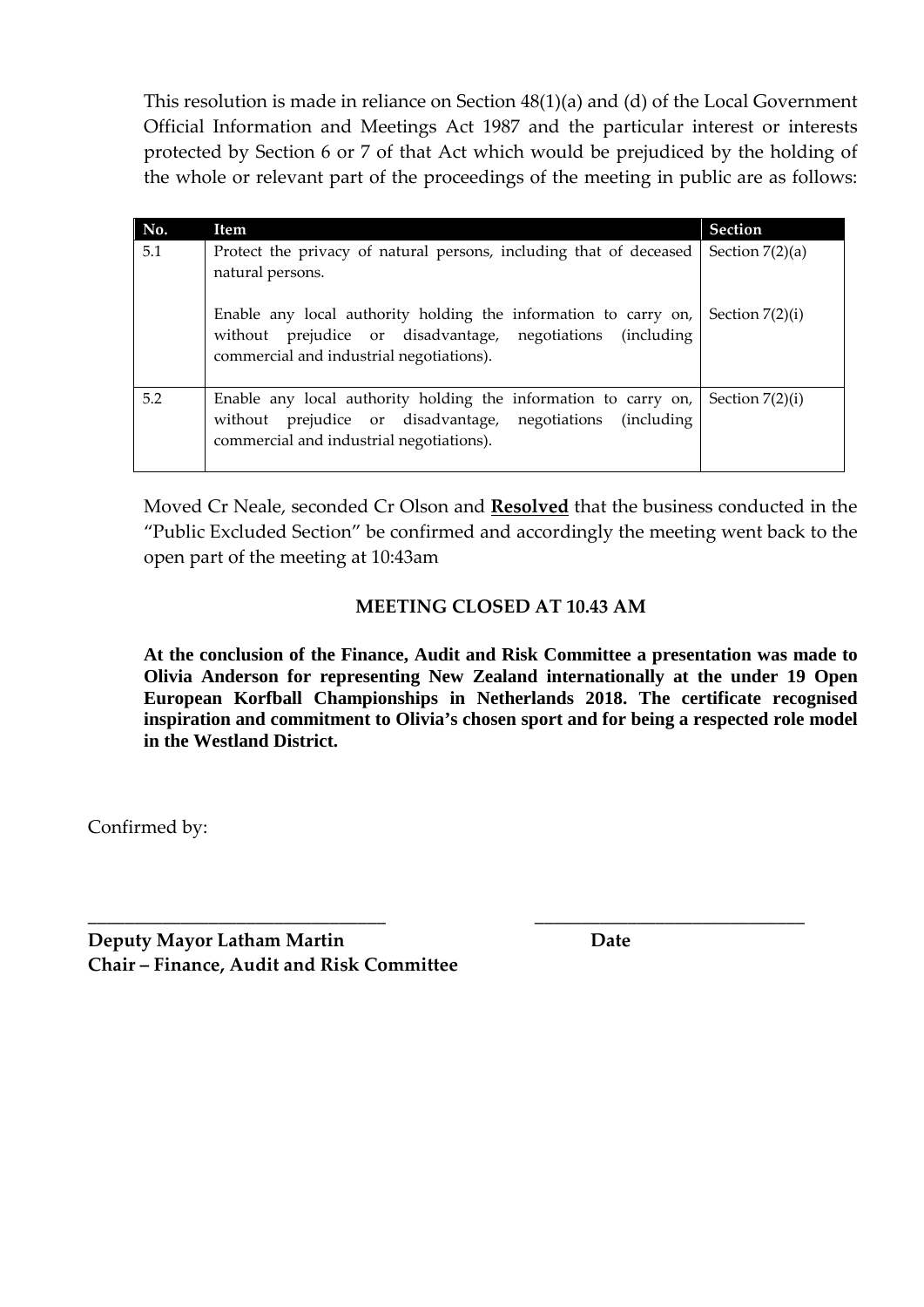This resolution is made in reliance on Section 48(1)(a) and (d) of the Local Government Official Information and Meetings Act 1987 and the particular interest or interests protected by Section 6 or 7 of that Act which would be prejudiced by the holding of the whole or relevant part of the proceedings of the meeting in public are as follows:

| No. | Item | Section |
|---|---|---|
| 5.1 | Protect the privacy of natural persons, including that of deceased natural persons.<br><br>Enable any local authority holding the information to carry on, without prejudice or disadvantage, negotiations (including commercial and industrial negotiations). | Section 7(2)(a)<br><br>Section 7(2)(i) |
| 5.2 | Enable any local authority holding the information to carry on, without prejudice or disadvantage, negotiations (including commercial and industrial negotiations). | Section 7(2)(i) |

Moved Cr Neale, seconded Cr Olson and **Resolved** that the business conducted in the "Public Excluded Section" be confirmed and accordingly the meeting went back to the open part of the meeting at 10:43am

**MEETING CLOSED AT 10.43 AM**

**At the conclusion of the Finance, Audit and Risk Committee a presentation was made to Olivia Anderson for representing New Zealand internationally at the under 19 Open European Korfball Championships in Netherlands 2018. The certificate recognised inspiration and commitment to Olivia's chosen sport and for being a respected role model in the Westland District.**

Confirmed by:

_______________________________ _____________________________

**Deputy Mayor Latham Martin** **Date**
**Chair – Finance, Audit and Risk Committee**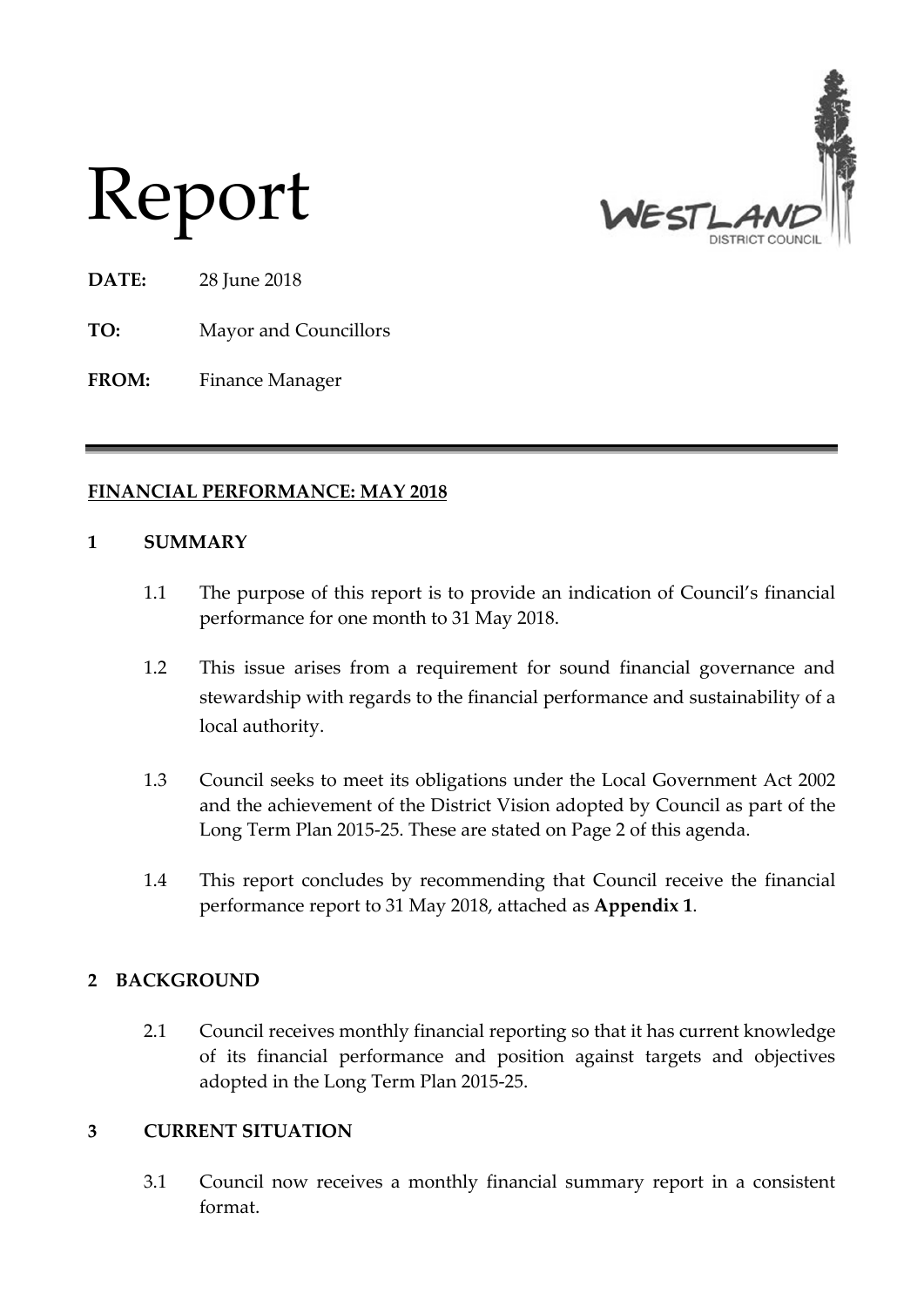# Report

**DATE:** 28 June 2018

**TO:** Mayor and Councillors

**FROM:** Finance Manager

---

**FINANCIAL PERFORMANCE: MAY 2018**

## 1 SUMMARY

1.1 The purpose of this report is to provide an indication of Council's financial performance for one month to 31 May 2018.

1.2 This issue arises from a requirement for sound financial governance and stewardship with regards to the financial performance and sustainability of a local authority.

1.3 Council seeks to meet its obligations under the Local Government Act 2002 and the achievement of the District Vision adopted by Council as part of the Long Term Plan 2015-25. These are stated on Page 2 of this agenda.

1.4 This report concludes by recommending that Council receive the financial performance report to 31 May 2018, attached as **Appendix 1**.

## 2 BACKGROUND

2.1 Council receives monthly financial reporting so that it has current knowledge of its financial performance and position against targets and objectives adopted in the Long Term Plan 2015-25.

## 3 CURRENT SITUATION

3.1 Council now receives a monthly financial summary report in a consistent format.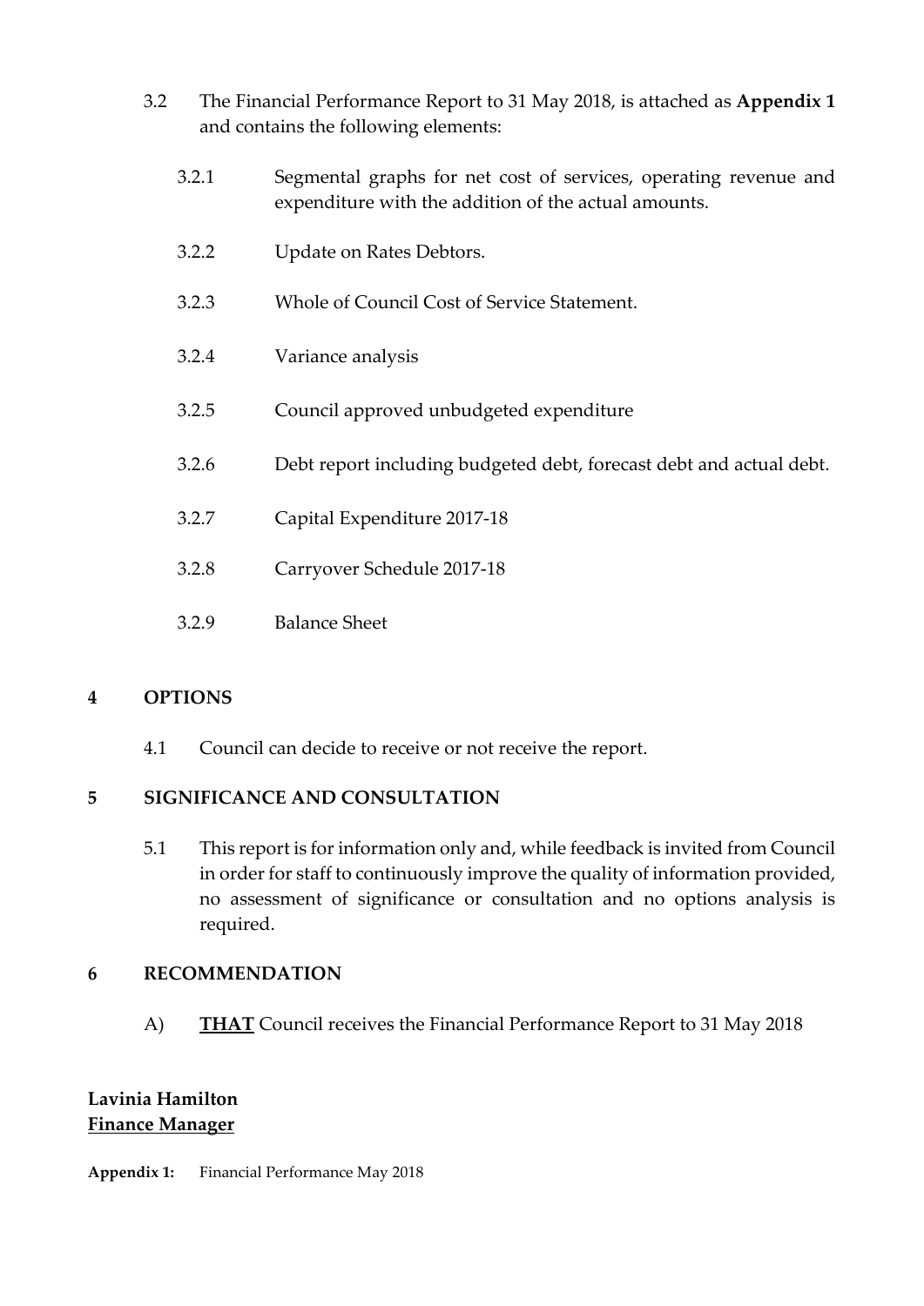3.2 The Financial Performance Report to 31 May 2018, is attached as **Appendix 1** and contains the following elements:

3.2.1 Segmental graphs for net cost of services, operating revenue and expenditure with the addition of the actual amounts.

3.2.2 Update on Rates Debtors.

3.2.3 Whole of Council Cost of Service Statement.

3.2.4 Variance analysis

3.2.5 Council approved unbudgeted expenditure

3.2.6 Debt report including budgeted debt, forecast debt and actual debt.

3.2.7 Capital Expenditure 2017-18

3.2.8 Carryover Schedule 2017-18

3.2.9 Balance Sheet

## 4 OPTIONS

4.1 Council can decide to receive or not receive the report.

## 5 SIGNIFICANCE AND CONSULTATION

5.1 This report is for information only and, while feedback is invited from Council in order for staff to continuously improve the quality of information provided, no assessment of significance or consultation and no options analysis is required.

## 6 RECOMMENDATION

A) **THAT** Council receives the Financial Performance Report to 31 May 2018

**Lavinia Hamilton**
**Finance Manager**

**Appendix 1:** Financial Performance May 2018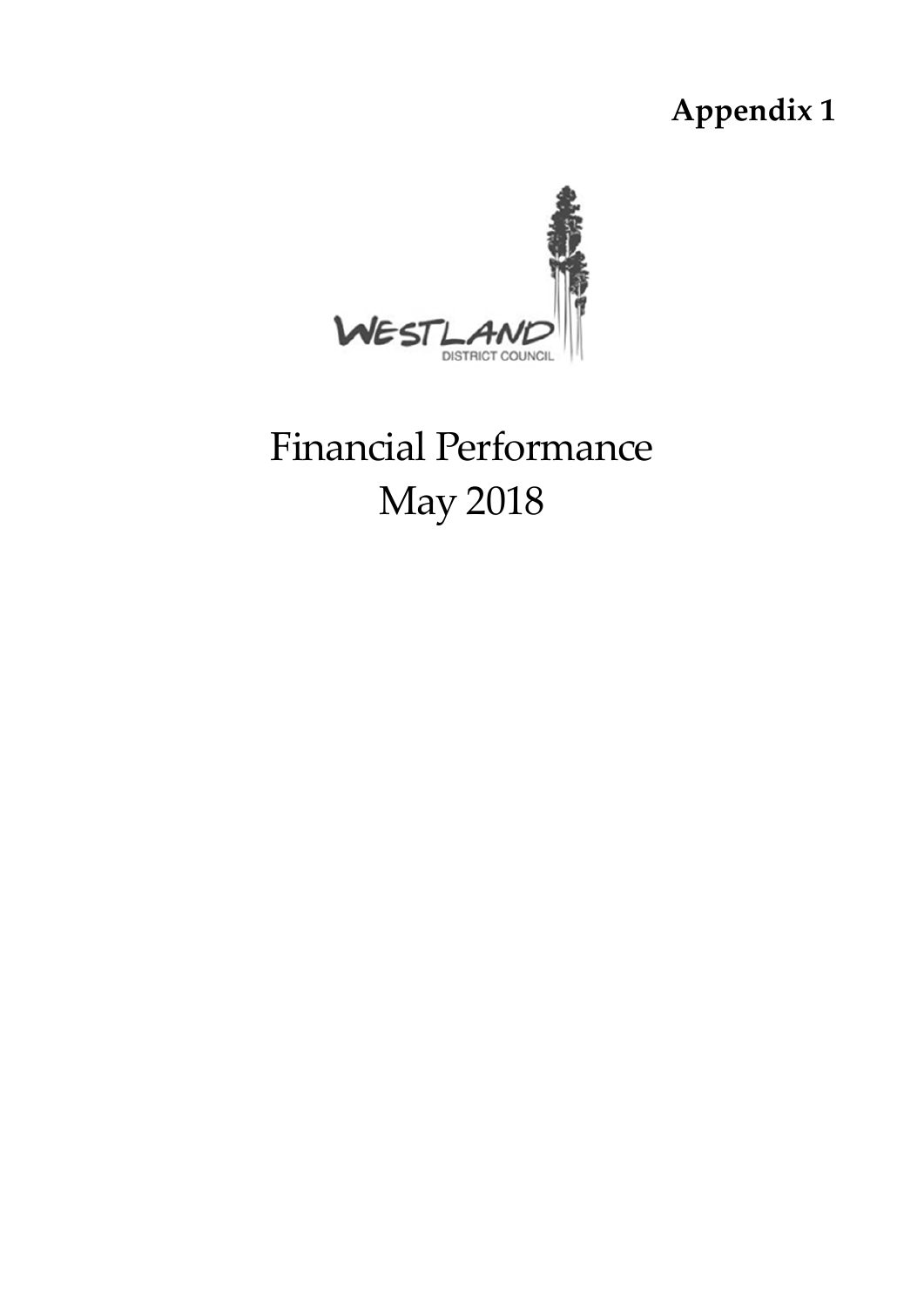**Appendix 1**

WESTLAND
DISTRICT COUNCIL

# Financial Performance
# May 2018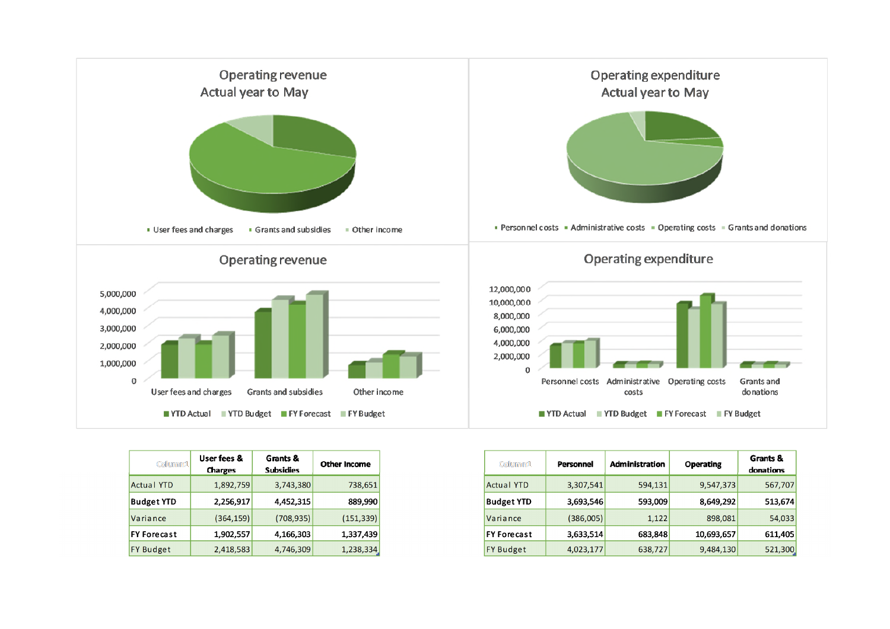Operating revenue
Actual year to May

User fees and charges
Grants and subsidies
Other income

Operating expenditure
Actual year to May

Personnel costs
Administrative costs
Operating costs
Grants and donations

Operating revenue

5,000,000
4,000,000
3,000,000
2,000,000
1,000,000
0

User fees and charges
Grants and subsidies
Other income

YTD Actual
YTD Budget
FY Forecast
FY Budget

Operating expenditure

12,000,000
10,000,000
8,000,000
6,000,000
4,000,000
2,000,000
0

Personnel costs
Administrative costs
Operating costs
Grants and donations

YTD Actual
YTD Budget
FY Forecast
FY Budget

| Column1 | User fees & Charges | Grants & Subsidies | Other Income |
|---|---|---|---|
| Actual YTD | 1,892,759 | 3,743,380 | 738,651 |
| **Budget YTD** | **2,256,917** | **4,452,315** | **889,990** |
| Variance | (364,159) | (708,935) | (151,339) |
| **FY Forecast** | **1,902,557** | **4,166,303** | **1,337,439** |
| FY Budget | 2,418,583 | 4,746,309 | 1,238,334 |

| Column1 | Personnel | Administration | Operating | Grants & donations |
|---|---|---|---|---|
| Actual YTD | 3,307,541 | 594,131 | 9,547,373 | 567,707 |
| **Budget YTD** | **3,693,546** | **593,009** | **8,649,292** | **513,674** |
| Variance | (386,005) | 1,122 | 898,081 | 54,033 |
| **FY Forecast** | **3,633,514** | **683,848** | **10,693,657** | **611,405** |
| FY Budget | 4,023,177 | 638,727 | 9,484,130 | 521,300 |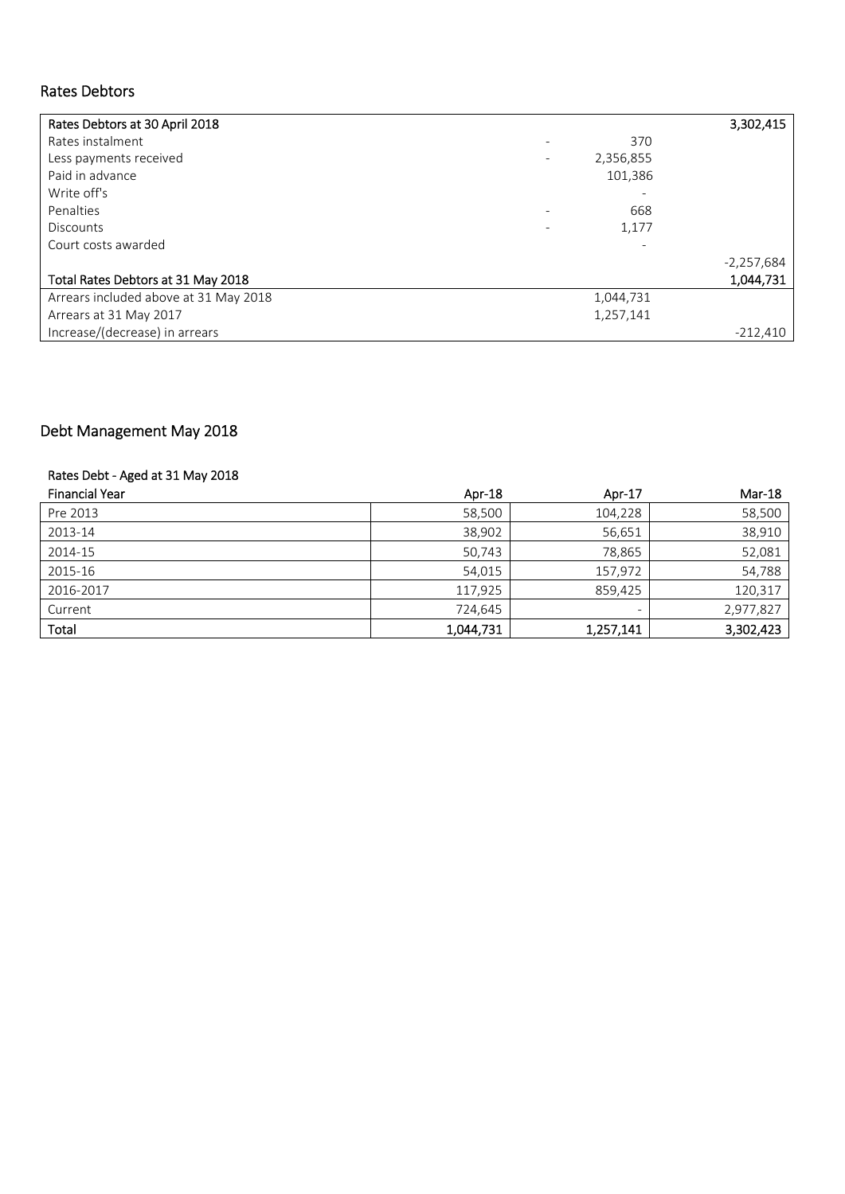## Rates Debtors

| | | | |
|---|---|---|---|
| Rates Debtors at 30 April 2018 | | | 3,302,415 |
| Rates instalment | - | 370 | |
| Less payments received | - | 2,356,855 | |
| Paid in advance | | 101,386 | |
| Write off's | | - | |
| Penalties | - | 668 | |
| Discounts | - | 1,177 | |
| Court costs awarded | | - | |
| | | | -2,257,684 |
| Total Rates Debtors at 31 May 2018 | | | 1,044,731 |
| Arrears included above at 31 May 2018 | | 1,044,731 | |
| Arrears at 31 May 2017 | | 1,257,141 | |
| Increase/(decrease) in arrears | | | -212,410 |

## Debt Management May 2018

### Rates Debt - Aged at 31 May 2018

| Financial Year | Apr-18 | Apr-17 | Mar-18 |
|---|---|---|---|
| Pre 2013 | 58,500 | 104,228 | 58,500 |
| 2013-14 | 38,902 | 56,651 | 38,910 |
| 2014-15 | 50,743 | 78,865 | 52,081 |
| 2015-16 | 54,015 | 157,972 | 54,788 |
| 2016-2017 | 117,925 | 859,425 | 120,317 |
| Current | 724,645 | - | 2,977,827 |
| **Total** | **1,044,731** | **1,257,141** | **3,302,423** |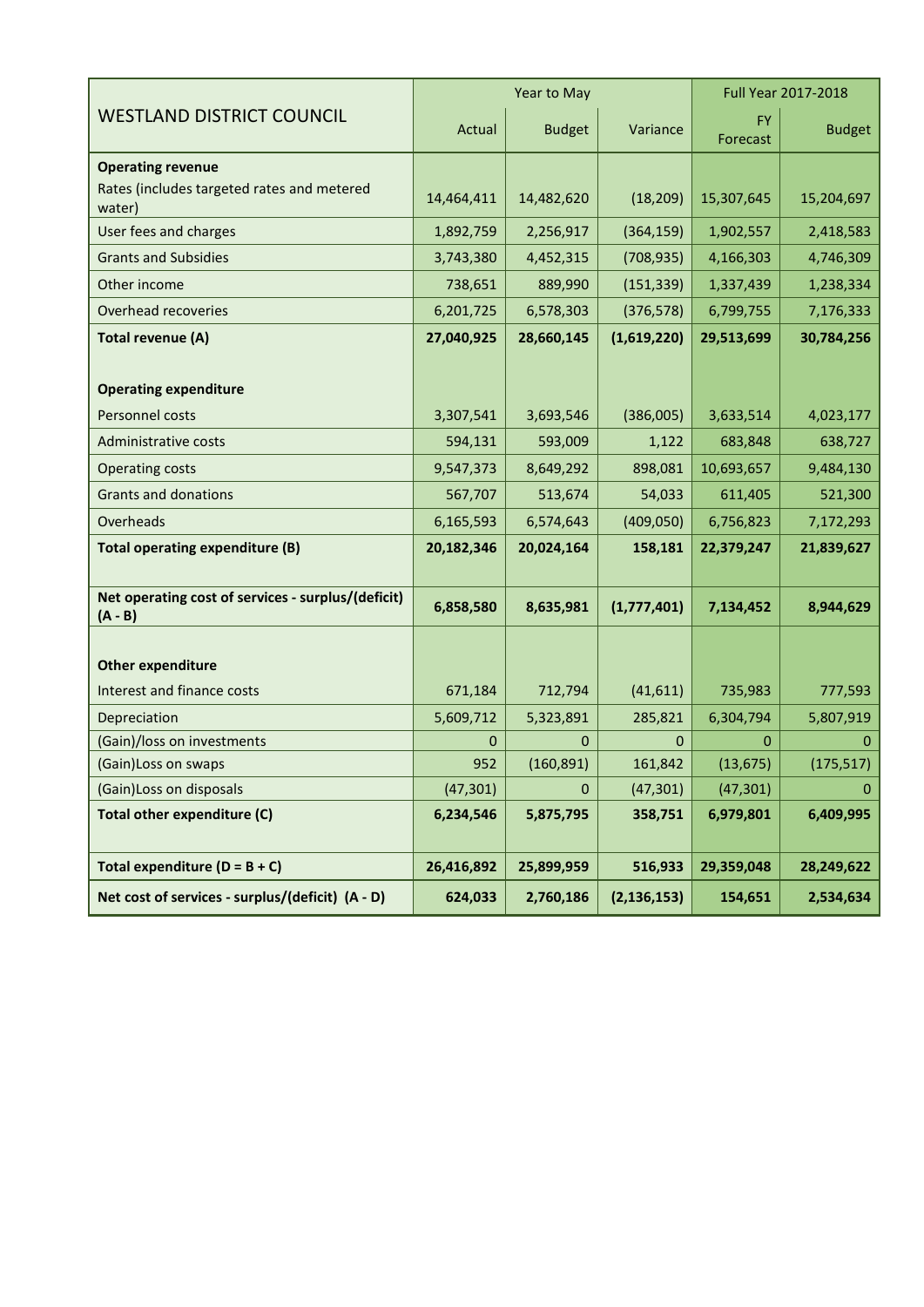| WESTLAND DISTRICT COUNCIL | Year to May | | | Full Year 2017-2018 | |
|---|---|---|---|---|---|
| | Actual | Budget | Variance | FY Forecast | Budget |
| **Operating revenue** | | | | | |
| Rates (includes targeted rates and metered water) | 14,464,411 | 14,482,620 | (18,209) | 15,307,645 | 15,204,697 |
| User fees and charges | 1,892,759 | 2,256,917 | (364,159) | 1,902,557 | 2,418,583 |
| Grants and Subsidies | 3,743,380 | 4,452,315 | (708,935) | 4,166,303 | 4,746,309 |
| Other income | 738,651 | 889,990 | (151,339) | 1,337,439 | 1,238,334 |
| Overhead recoveries | 6,201,725 | 6,578,303 | (376,578) | 6,799,755 | 7,176,333 |
| **Total revenue (A)** | **27,040,925** | **28,660,145** | **(1,619,220)** | **29,513,699** | **30,784,256** |
| **Operating expenditure** | | | | | |
| Personnel costs | 3,307,541 | 3,693,546 | (386,005) | 3,633,514 | 4,023,177 |
| Administrative costs | 594,131 | 593,009 | 1,122 | 683,848 | 638,727 |
| Operating costs | 9,547,373 | 8,649,292 | 898,081 | 10,693,657 | 9,484,130 |
| Grants and donations | 567,707 | 513,674 | 54,033 | 611,405 | 521,300 |
| Overheads | 6,165,593 | 6,574,643 | (409,050) | 6,756,823 | 7,172,293 |
| **Total operating expenditure (B)** | **20,182,346** | **20,024,164** | **158,181** | **22,379,247** | **21,839,627** |
| **Net operating cost of services - surplus/(deficit) (A - B)** | **6,858,580** | **8,635,981** | **(1,777,401)** | **7,134,452** | **8,944,629** |
| **Other expenditure** | | | | | |
| Interest and finance costs | 671,184 | 712,794 | (41,611) | 735,983 | 777,593 |
| Depreciation | 5,609,712 | 5,323,891 | 285,821 | 6,304,794 | 5,807,919 |
| (Gain)/loss on investments | 0 | 0 | 0 | 0 | 0 |
| (Gain)Loss on swaps | 952 | (160,891) | 161,842 | (13,675) | (175,517) |
| (Gain)Loss on disposals | (47,301) | 0 | (47,301) | (47,301) | 0 |
| **Total other expenditure (C)** | **6,234,546** | **5,875,795** | **358,751** | **6,979,801** | **6,409,995** |
| **Total expenditure (D = B + C)** | **26,416,892** | **25,899,959** | **516,933** | **29,359,048** | **28,249,622** |
| **Net cost of services - surplus/(deficit) (A - D)** | **624,033** | **2,760,186** | **(2,136,153)** | **154,651** | **2,534,634** |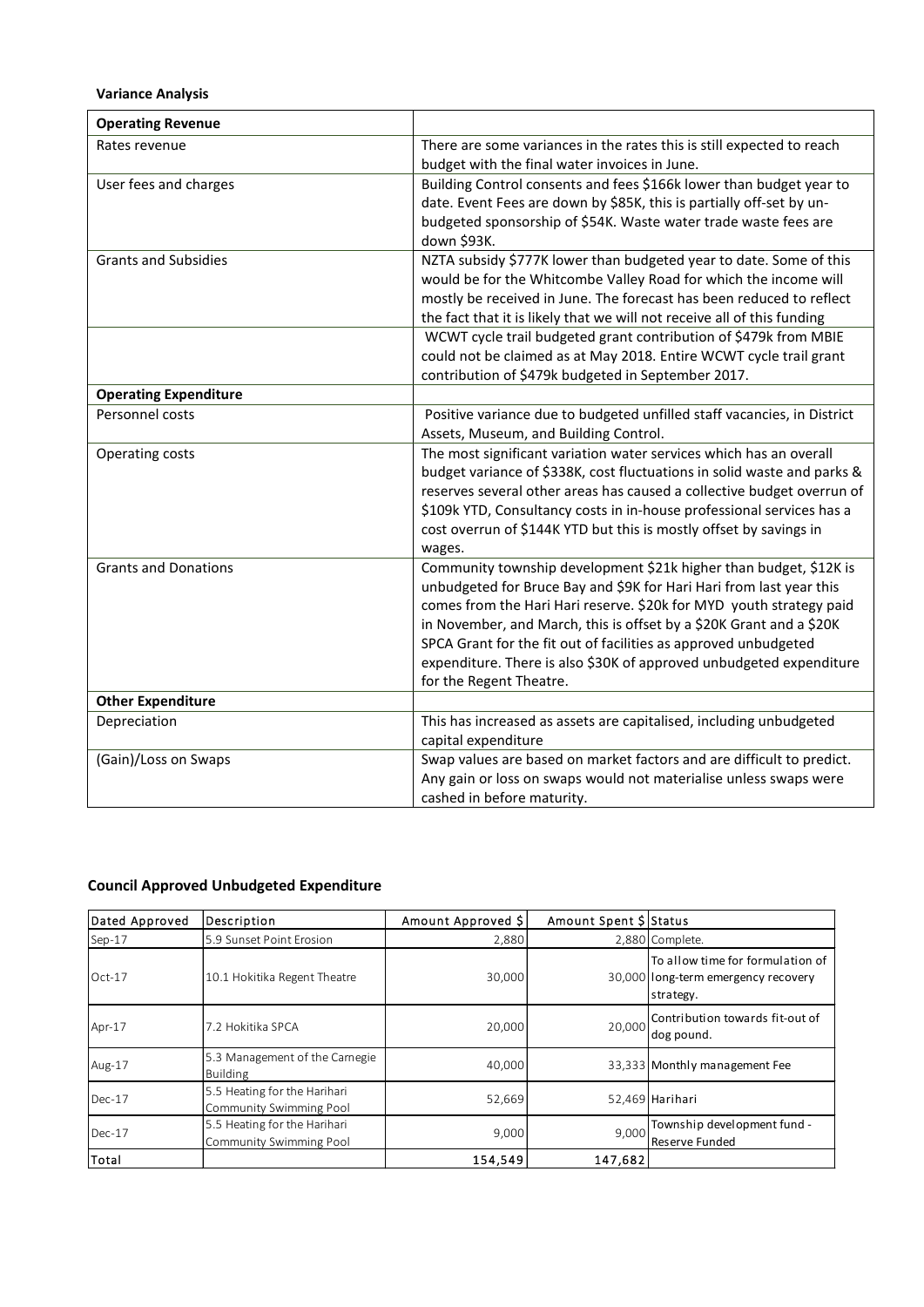**Variance Analysis**

| | |
|---|---|
| **Operating Revenue** | |
| Rates revenue | There are some variances in the rates this is still expected to reach budget with the final water invoices in June. |
| User fees and charges | Building Control consents and fees \$166k lower than budget year to date. Event Fees are down by \$85K, this is partially off-set by un-budgeted sponsorship of \$54K. Waste water trade waste fees are down \$93K. |
| Grants and Subsidies | NZTA subsidy \$777K lower than budgeted year to date. Some of this would be for the Whitcombe Valley Road for which the income will mostly be received in June. The forecast has been reduced to reflect the fact that it is likely that we will not receive all of this funding |
| | WCWT cycle trail budgeted grant contribution of \$479k from MBIE could not be claimed as at May 2018. Entire WCWT cycle trail grant contribution of \$479k budgeted in September 2017. |
| **Operating Expenditure** | |
| Personnel costs | Positive variance due to budgeted unfilled staff vacancies, in District Assets, Museum, and Building Control. |
| Operating costs | The most significant variation water services which has an overall budget variance of \$338K, cost fluctuations in solid waste and parks & reserves several other areas has caused a collective budget overrun of \$109k YTD, Consultancy costs in in-house professional services has a cost overrun of \$144K YTD but this is mostly offset by savings in wages. |
| Grants and Donations | Community township development \$21k higher than budget, \$12K is unbudgeted for Bruce Bay and \$9K for Hari Hari from last year this comes from the Hari Hari reserve. \$20k for MYD youth strategy paid in November, and March, this is offset by a \$20K Grant and a \$20K SPCA Grant for the fit out of facilities as approved unbudgeted expenditure. There is also \$30K of approved unbudgeted expenditure for the Regent Theatre. |
| **Other Expenditure** | |
| Depreciation | This has increased as assets are capitalised, including unbudgeted capital expenditure |
| (Gain)/Loss on Swaps | Swap values are based on market factors and are difficult to predict. Any gain or loss on swaps would not materialise unless swaps were cashed in before maturity. |

**Council Approved Unbudgeted Expenditure**

| Dated Approved | Description | Amount Approved \$ | Amount Spent \$ | Status |
|---|---|---|---|---|
| Sep-17 | 5.9 Sunset Point Erosion | 2,880 | 2,880 | Complete. |
| Oct-17 | 10.1 Hokitika Regent Theatre | 30,000 | 30,000 | To allow time for formulation of long-term emergency recovery strategy. |
| Apr-17 | 7.2 Hokitika SPCA | 20,000 | 20,000 | Contribution towards fit-out of dog pound. |
| Aug-17 | 5.3 Management of the Carnegie Building | 40,000 | 33,333 | Monthly management Fee |
| Dec-17 | 5.5 Heating for the Harihari Community Swimming Pool | 52,669 | 52,469 | Harihari |
| Dec-17 | 5.5 Heating for the Harihari Community Swimming Pool | 9,000 | 9,000 | Township development fund - Reserve Funded |
| Total | | 154,549 | 147,682 | |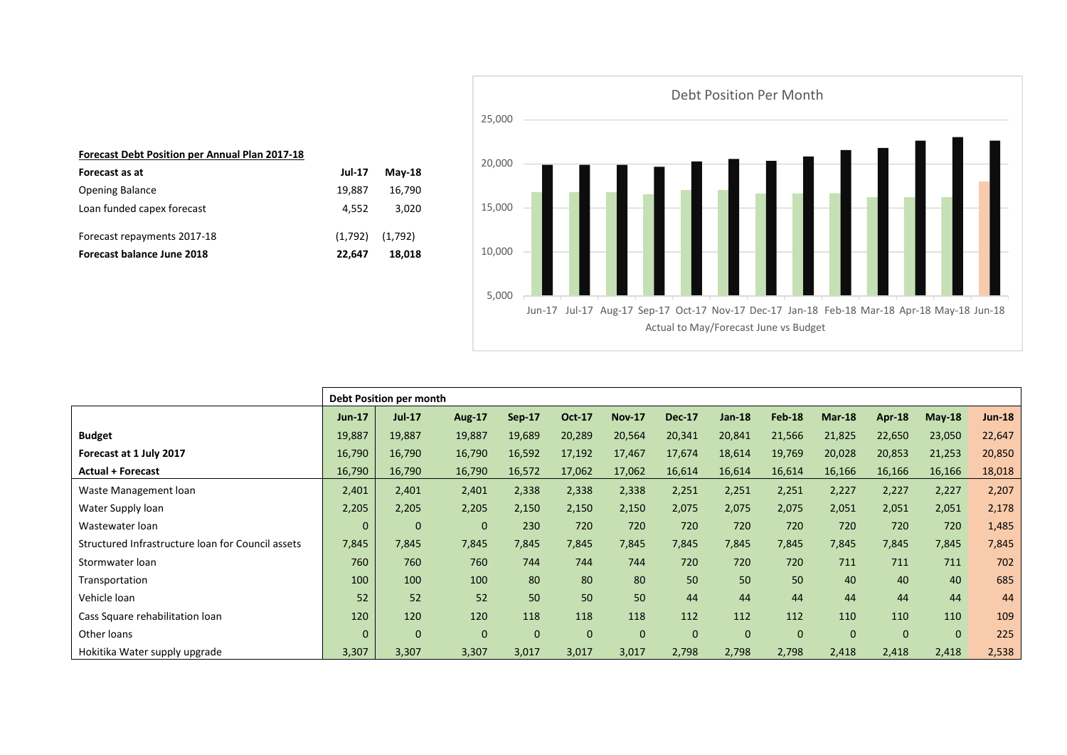**Forecast Debt Position per Annual Plan 2017-18**

| Forecast as at | Jul-17 | May-18 |
|---|---|---|
| Opening Balance | 19,887 | 16,790 |
| Loan funded capex forecast | 4,552 | 3,020 |
| Forecast repayments 2017-18 | (1,792) | (1,792) |
| **Forecast balance June 2018** | **22,647** | **18,018** |

Debt Position Per Month

25,000
20,000
15,000
10,000
5,000

Jun-17 Jul-17 Aug-17 Sep-17 Oct-17 Nov-17 Dec-17 Jan-18 Feb-18 Mar-18 Apr-18 May-18 Jun-18

Actual to May/Forecast June vs Budget

| | Debt Position per month | | | | | | | | | | | | |
|---|---|---|---|---|---|---|---|---|---|---|---|---|---|
| | **Jun-17** | **Jul-17** | **Aug-17** | **Sep-17** | **Oct-17** | **Nov-17** | **Dec-17** | **Jan-18** | **Feb-18** | **Mar-18** | **Apr-18** | **May-18** | **Jun-18** |
| **Budget** | 19,887 | 19,887 | 19,887 | 19,689 | 20,289 | 20,564 | 20,341 | 20,841 | 21,566 | 21,825 | 22,650 | 23,050 | 22,647 |
| **Forecast at 1 July 2017** | 16,790 | 16,790 | 16,790 | 16,592 | 17,192 | 17,467 | 17,674 | 18,614 | 19,769 | 20,028 | 20,853 | 21,253 | 20,850 |
| **Actual + Forecast** | 16,790 | 16,790 | 16,790 | 16,572 | 17,062 | 17,062 | 16,614 | 16,614 | 16,614 | 16,166 | 16,166 | 16,166 | 18,018 |
| Waste Management loan | 2,401 | 2,401 | 2,401 | 2,338 | 2,338 | 2,338 | 2,251 | 2,251 | 2,251 | 2,227 | 2,227 | 2,227 | 2,207 |
| Water Supply loan | 2,205 | 2,205 | 2,205 | 2,150 | 2,150 | 2,150 | 2,075 | 2,075 | 2,075 | 2,051 | 2,051 | 2,051 | 2,178 |
| Wastewater loan | 0 | 0 | 0 | 230 | 720 | 720 | 720 | 720 | 720 | 720 | 720 | 720 | 1,485 |
| Structured Infrastructure loan for Council assets | 7,845 | 7,845 | 7,845 | 7,845 | 7,845 | 7,845 | 7,845 | 7,845 | 7,845 | 7,845 | 7,845 | 7,845 | 7,845 |
| Stormwater loan | 760 | 760 | 760 | 744 | 744 | 744 | 720 | 720 | 720 | 711 | 711 | 711 | 702 |
| Transportation | 100 | 100 | 100 | 80 | 80 | 80 | 50 | 50 | 50 | 40 | 40 | 40 | 685 |
| Vehicle loan | 52 | 52 | 52 | 50 | 50 | 50 | 44 | 44 | 44 | 44 | 44 | 44 | 44 |
| Cass Square rehabilitation loan | 120 | 120 | 120 | 118 | 118 | 118 | 112 | 112 | 112 | 110 | 110 | 110 | 109 |
| Other loans | 0 | 0 | 0 | 0 | 0 | 0 | 0 | 0 | 0 | 0 | 0 | 0 | 225 |
| Hokitika Water supply upgrade | 3,307 | 3,307 | 3,307 | 3,017 | 3,017 | 3,017 | 2,798 | 2,798 | 2,798 | 2,418 | 2,418 | 2,418 | 2,538 |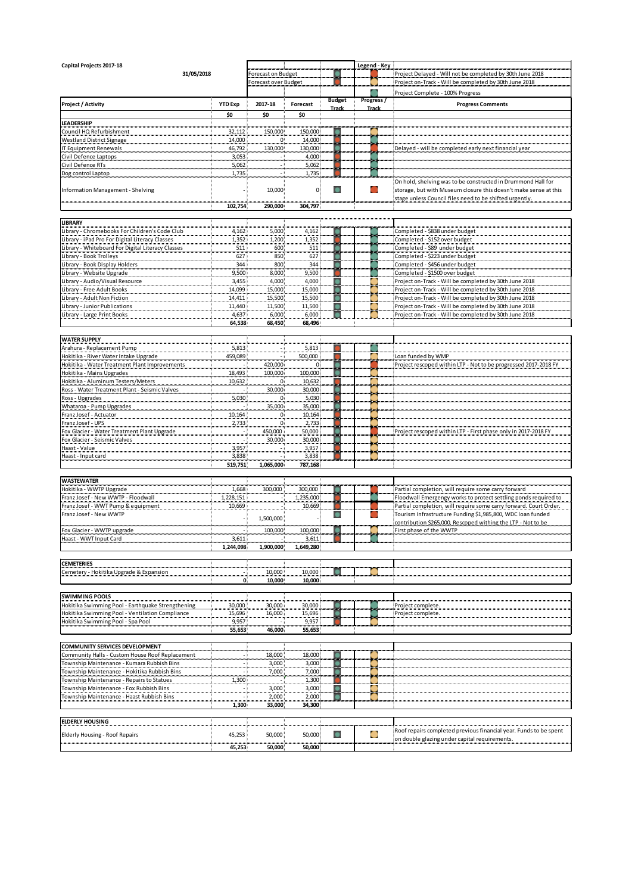**Capital Projects 2017-18**

31/05/2018

| | | Legend - Key | |
|---|---|---|---|
| Forecast on Budget | | | Project Delayed - Will not be completed by 30th June 2018 |
| Forecast over Budget | | | Project on-Track - Will be completed by 30th June 2018 |
| | | | Project Complete - 100% Progress |

| Project / Activity | YTD Exp | 2017-18 | Forecast | Budget Track | Progress / Track | Progress Comments |
|---|---|---|---|---|---|---|
| | $0 | $0 | $0 | | | |
| **LEADERSHIP** | | | | | | |
| Council HQ Refurbishment | 32,112 | 150,000 | 150,000 | | | |
| Westland District Signage | 14,000 | 0 | 14,000 | | | |
| IT Equipment Renewals | 46,792 | 130,000 | 130,000 | | | Delayed - will be completed early next financial year |
| Civil Defence Laptops | 3,053 | - | 4,000 | | | |
| Civil Defence RTs | 5,062 | - | 5,062 | | | |
| Dog control Laptop | 1,735 | - | 1,735 | | | |
| Information Management - Shelving | - | 10,000 | 0 | | | On hold, shelving was to be constructed in Drummond Hall for storage, but with Museum closure this doesn't make sense at this stage unless Council files need to be shifted urgently. |
| | **102,754** | **290,000** | **304,797** | | | |
| **LIBRARY** | | | | | | |
| Library - Chromebooks For Children's Code Club | 4,162 | 5,000 | 4,162 | | | Completed - $838 under budget |
| Library - iPad Pro For Digital Literacy Classes | 1,352 | 1,200 | 1,352 | | | Completed - $152 over budget |
| Library - Whiteboard For Digital Literacy Classes | 511 | 600 | 511 | | | Completed - $89 under budget |
| Library - Book Trolleys | 627 | 850 | 627 | | | Completed - $223 under budget |
| Library - Book Display Holders | 344 | 800 | 344 | | | Completed - $456 under budget |
| Library - Website Upgrade | 9,500 | 8,000 | 9,500 | | | Completed - $1500 over budget |
| Library - Audio/Visual Resource | 3,455 | 4,000 | 4,000 | | | Project on-Track - Will be completed by 30th June 2018 |
| Library - Free Adult Books | 14,099 | 15,000 | 15,000 | | | Project on-Track - Will be completed by 30th June 2018 |
| Library - Adult Non Fiction | 14,411 | 15,500 | 15,500 | | | Project on-Track - Will be completed by 30th June 2018 |
| Library - Junior Publications | 11,440 | 11,500 | 11,500 | | | Project on-Track - Will be completed by 30th June 2018 |
| Library - Large Print Books | 4,637 | 6,000 | 6,000 | | | Project on-Track - Will be completed by 30th June 2018 |
| | **64,538** | **68,450** | **68,496** | | | |
| **WATER SUPPLY** | | | | | | |
| Arahura - Replacement Pump | 5,813 | - | 5,813 | | | |
| Hokitika - River Water Intake Upgrade | 459,089 | - | 500,000 | | | Loan funded by WMP |
| Hokitika - Water Treatment Plant Improvements | - | 420,000 | 0 | | | Project rescoped within LTP - Not to be progressed 2017-2018 FY |
| Hokitika - Mains Upgrades | 18,493 | 100,000 | 100,000 | | | |
| Hokitika - Aluminum Testers/Meters | 10,632 | 0 | 10,632 | | | |
| Ross - Water Treatment Plant - Seismic Valves | - | 30,000 | 30,000 | | | |
| Ross - Upgrades | 5,030 | 0 | 5,030 | | | |
| Whataroa - Pump Upgrades | - | 35,000 | 35,000 | | | |
| Franz Josef - Actuator | 10,164 | 0 | 10,164 | | | |
| Franz Josef - UPS | 2,733 | 0 | 2,733 | | | |
| Fox Glacier - Water Treatment Plant Upgrade | - | 450,000 | 50,000 | | | Project rescoped within LTP - First phase only in 2017-2018 FY |
| Fox Glacier - Seismic Valves | - | 30,000 | 30,000 | | | |
| Haast - Value | 3,957 | - | 3,957 | | | |
| Haast - Input card | 3,838 | - | 3,838 | | | |
| | **519,751** | **1,065,000** | **787,168** | | | |
| **WASTEWATER** | | | | | | |
| Hokitika - WWTP Upgrade | 1,668 | 300,000 | 300,000 | | | Partial completion, will require some carry forward |
| Franz Josef - New WWTP - Floodwall | 1,228,151 | - | 1,235,000 | | | Floodwall Emergengy works to protect settling ponds required to |
| Franz Josef - WWT Pump & equipment | 10,669 | - | 10,669 | | | Partial completion, will require some carry forward. Court Order. |
| Franz Josef - New WWTP | - | 1,500,000 | - | | | Tourism Infrastructure Funding $1,985,800, WDC loan funded contribution $265,000, Rescoped withing the LTP - Not to be |
| Fox Glacier - WWTP upgrade | - | 100,000 | 100,000 | | | First phase of the WWTP |
| Haast - WWT Input Card | 3,611 | - | 3,611 | | | |
| | **1,244,098** | **1,900,000** | **1,649,280** | | | |
| **CEMETERIES** | | | | | | |
| Cemetery - Hokitika Upgrade & Expansion | - | 10,000 | 10,000 | | | |
| | **0** | **10,000** | **10,000** | | | |
| **SWIMMING POOLS** | | | | | | |
| Hokitika Swimming Pool - Earthquake Strengthening | 30,000 | 30,000 | 30,000 | | | Project complete. |
| Hokitika Swimming Pool - Ventilation Compliance | 15,696 | 16,000 | 15,696 | | | Project complete. |
| Hokitika Swimming Pool - Spa Pool | 9,957 | - | 9,957 | | | |
| | **55,653** | **46,000** | **55,653** | | | |
| **COMMUNITY SERVICES DEVELOPMENT** | | | | | | |
| Community Halls - Custom House Roof Replacement | - | 18,000 | 18,000 | | | |
| Township Maintenance - Kumara Rubbish Bins | - | 3,000 | 3,000 | | | |
| Township Maintenance - Hokitika Rubbish Bins | - | 7,000 | 7,000 | | | |
| Township Maintenance - Repairs to Statues | 1,300 | - | 1,300 | | | |
| Township Maintenance - Fox Rubbish Bins | - | 3,000 | 3,000 | | | |
| Township Maintenance - Haast Rubbish Bins | - | 2,000 | 2,000 | | | |
| | **1,300** | **33,000** | **34,300** | | | |
| **ELDERLY HOUSING** | | | | | | |
| Elderly Housing - Roof Repairs | 45,253 | 50,000 | 50,000 | | | Roof repairs completed previous financial year. Funds to be spent on double glazing under capital requirements. |
| | **45,253** | **50,000** | **50,000** | | | |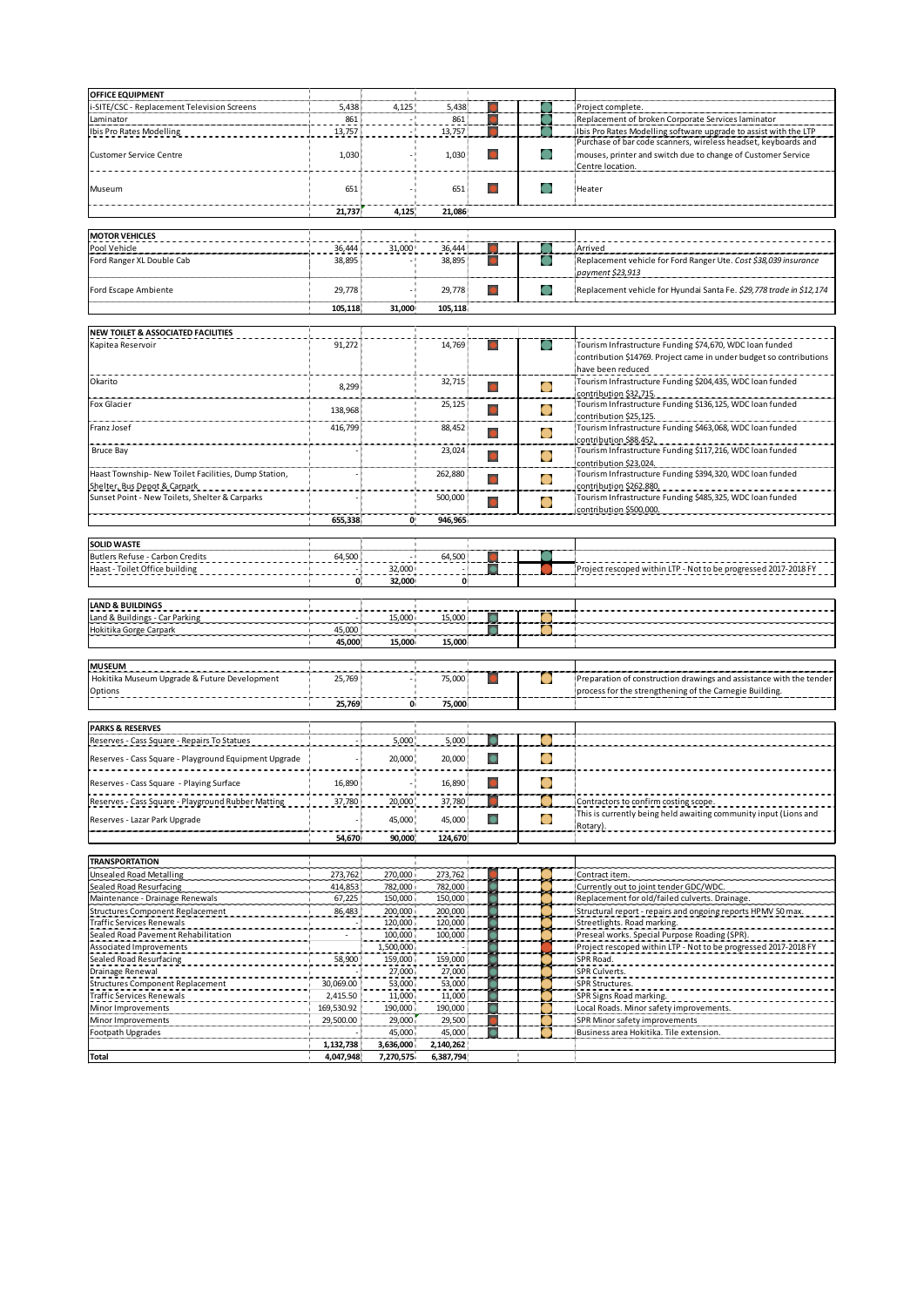| | | | | | | |
|---|---|---|---|---|---|---|
| **OFFICE EQUIPMENT** | | | | | | |
| i-SITE/CSC - Replacement Television Screens | 5,438 | 4,125 | 5,438 | | | Project complete. |
| Laminator | 861 | - | 861 | | | Replacement of broken Corporate Services laminator |
| Ibis Pro Rates Modelling | 13,757 | - | 13,757 | | | Ibis Pro Rates Modelling software upgrade to assist with the LTP |
| Customer Service Centre | 1,030 | - | 1,030 | | | Purchase of bar code scanners, wireless headset, keyboards and mouses, printer and switch due to change of Customer Service Centre location. |
| Museum | 651 | - | 651 | | | Heater |
| | **21,737** | **4,125** | **21,086** | | | |
| **MOTOR VEHICLES** | | | | | | |
| Pool Vehicle | 36,444 | 31,000 | 36,444 | | | Arrived |
| Ford Ranger XL Double Cab | 38,895 | - | 38,895 | | | Replacement vehicle for Ford Ranger Ute. *Cost $38,039 insurance payment $23,913* |
| Ford Escape Ambiente | 29,778 | - | 29,778 | | | Replacement vehicle for Hyundai Santa Fe. *$29,778 trade in $12,174* |
| | **105,118** | **31,000** | **105,118** | | | |
| **NEW TOILET & ASSOCIATED FACILITIES** | | | | | | |
| Kapitea Reservoir | 91,272 | | 14,769 | | | Tourism Infrastructure Funding $74,670, WDC loan funded contribution $14769. Project came in under budget so contributions have been reduced |
| Okarito | 8,299 | | 32,715 | | | Tourism Infrastructure Funding $204,435, WDC loan funded contribution $32,715. |
| Fox Glacier | 138,968 | | 25,125 | | | Tourism Infrastructure Funding $136,125, WDC loan funded contribution $25,125. |
| Franz Josef | 416,799 | | 88,452 | | | Tourism Infrastructure Funding $463,068, WDC loan funded contribution $88,452. |
| Bruce Bay | | | 23,024 | | | Tourism Infrastructure Funding $117,216, WDC loan funded contribution $23,024. |
| Haast Township- New Toilet Facilities, Dump Station, Shelter, Bus Depot & Carpark | - | | 262,880 | | | Tourism Infrastructure Funding $394,320, WDC loan funded contribution $262,880. |
| Sunset Point - New Toilets, Shelter & Carparks | - | | 500,000 | | | Tourism Infrastructure Funding $485,325, WDC loan funded contribution $500,000. |
| | **655,338** | **0** | **946,965** | | | |
| **SOLID WASTE** | | | | | | |
| Butlers Refuse - Carbon Credits | 64,500 | - | 64,500 | | | |
| Haast - Toilet Office building | - | 32,000 | - | | | Project rescoped within LTP - Not to be progressed 2017-2018 FY |
| | **0** | **32,000** | **0** | | | |
| **LAND & BUILDINGS** | | | | | | |
| Land & Buildings - Car Parking | - | 15,000 | 15,000 | | | |
| Hokitika Gorge Carpark | 45,000 | | | | | |
| | **45,000** | **15,000** | **15,000** | | | |
| **MUSEUM** | | | | | | |
| Hokitika Museum Upgrade & Future Development Options | 25,769 | - | 75,000 | | | Preparation of construction drawings and assistance with the tender process for the strengthening of the Carnegie Building. |
| | **25,769** | **0** | **75,000** | | | |
| **PARKS & RESERVES** | | | | | | |
| Reserves - Cass Square - Repairs To Statues | - | 5,000 | 5,000 | | | |
| Reserves - Cass Square - Playground Equipment Upgrade | - | 20,000 | 20,000 | | | |
| Reserves - Cass Square - Playing Surface | 16,890 | - | 16,890 | | | |
| Reserves - Cass Square - Playground Rubber Matting | 37,780 | 20,000 | 37,780 | | | Contractors to confirm costing scope. |
| Reserves - Lazar Park Upgrade | - | 45,000 | 45,000 | | | This is currently being held awaiting community input (Lions and Rotary). |
| | **54,670** | **90,000** | **124,670** | | | |
| **TRANSPORTATION** | | | | | | |
| Unsealed Road Metalling | 273,762 | 270,000 | 273,762 | | | Contract item. |
| Sealed Road Resurfacing | 414,853 | 782,000 | 782,000 | | | Currently out to joint tender GDC/WDC. |
| Maintenance - Drainage Renewals | 67,225 | 150,000 | 150,000 | | | Replacement for old/failed culverts. Drainage. |
| Structures Component Replacement | 86,483 | 200,000 | 200,000 | | | Structural report - repairs and ongoing reports HPMV 50 max. |
| Traffic Services Renewals | - | 120,000 | 120,000 | | | Streetlights. Road marking. |
| Sealed Road Pavement Rehabilitation | - | 100,000 | 100,000 | | | Preseal works. Special Purpose Roading (SPR). |
| Associated Improvements | | 1,500,000 | - | | | Project rescoped within LTP - Not to be progressed 2017-2018 FY |
| Sealed Road Resurfacing | 58,900 | 159,000 | 159,000 | | | SPR Road. |
| Drainage Renewal | - | 27,000 | 27,000 | | | SPR Culverts. |
| Structures Component Replacement | 30,069.00 | 53,000 | 53,000 | | | SPR Structures. |
| Traffic Services Renewals | 2,415.50 | 11,000 | 11,000 | | | SPR Signs Road marking. |
| Minor Improvements | 169,530.92 | 190,000 | 190,000 | | | Local Roads. Minor safety improvements. |
| Minor Improvements | 29,500.00 | 29,000 | 29,500 | | | SPR Minor safety improvements |
| Footpath Upgrades | - | 45,000 | 45,000 | | | Business area Hokitika. Tile extension. |
| | **1,132,738** | **3,636,000** | **2,140,262** | | | |
| **Total** | **4,047,948** | **7,270,575** | **6,387,794** | | | |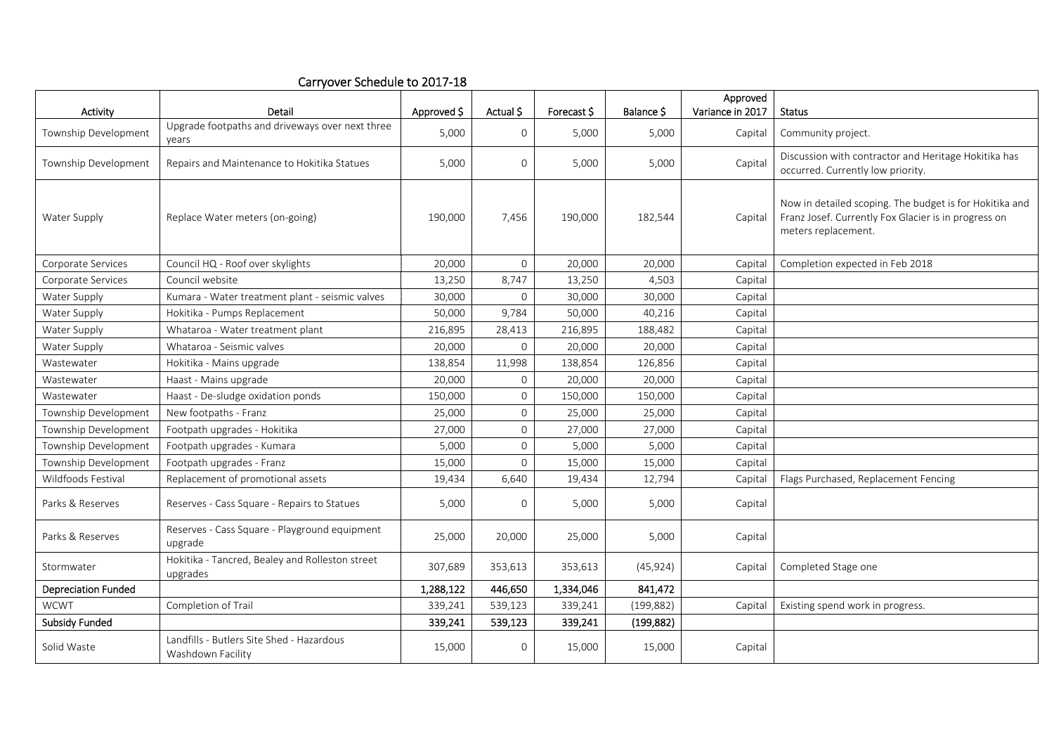## Carryover Schedule to 2017-18

| Activity | Detail | Approved $ | Actual $ | Forecast $ | Balance $ | Approved Variance in 2017 | Status |
|---|---|---|---|---|---|---|---|
| Township Development | Upgrade footpaths and driveways over next three years | 5,000 | 0 | 5,000 | 5,000 | Capital | Community project. |
| Township Development | Repairs and Maintenance to Hokitika Statues | 5,000 | 0 | 5,000 | 5,000 | Capital | Discussion with contractor and Heritage Hokitika has occurred. Currently low priority. |
| Water Supply | Replace Water meters (on-going) | 190,000 | 7,456 | 190,000 | 182,544 | Capital | Now in detailed scoping. The budget is for Hokitika and Franz Josef. Currently Fox Glacier is in progress on meters replacement. |
| Corporate Services | Council HQ - Roof over skylights | 20,000 | 0 | 20,000 | 20,000 | Capital | Completion expected in Feb 2018 |
| Corporate Services | Council website | 13,250 | 8,747 | 13,250 | 4,503 | Capital | |
| Water Supply | Kumara - Water treatment plant - seismic valves | 30,000 | 0 | 30,000 | 30,000 | Capital | |
| Water Supply | Hokitika - Pumps Replacement | 50,000 | 9,784 | 50,000 | 40,216 | Capital | |
| Water Supply | Whataroa - Water treatment plant | 216,895 | 28,413 | 216,895 | 188,482 | Capital | |
| Water Supply | Whataroa - Seismic valves | 20,000 | 0 | 20,000 | 20,000 | Capital | |
| Wastewater | Hokitika - Mains upgrade | 138,854 | 11,998 | 138,854 | 126,856 | Capital | |
| Wastewater | Haast - Mains upgrade | 20,000 | 0 | 20,000 | 20,000 | Capital | |
| Wastewater | Haast - De-sludge oxidation ponds | 150,000 | 0 | 150,000 | 150,000 | Capital | |
| Township Development | New footpaths - Franz | 25,000 | 0 | 25,000 | 25,000 | Capital | |
| Township Development | Footpath upgrades - Hokitika | 27,000 | 0 | 27,000 | 27,000 | Capital | |
| Township Development | Footpath upgrades - Kumara | 5,000 | 0 | 5,000 | 5,000 | Capital | |
| Township Development | Footpath upgrades - Franz | 15,000 | 0 | 15,000 | 15,000 | Capital | |
| Wildfoods Festival | Replacement of promotional assets | 19,434 | 6,640 | 19,434 | 12,794 | Capital | Flags Purchased, Replacement Fencing |
| Parks & Reserves | Reserves - Cass Square - Repairs to Statues | 5,000 | 0 | 5,000 | 5,000 | Capital | |
| Parks & Reserves | Reserves - Cass Square - Playground equipment upgrade | 25,000 | 20,000 | 25,000 | 5,000 | Capital | |
| Stormwater | Hokitika - Tancred, Bealey and Rolleston street upgrades | 307,689 | 353,613 | 353,613 | (45,924) | Capital | Completed Stage one |
| **Depreciation Funded** | | **1,288,122** | **446,650** | **1,334,046** | **841,472** | | |
| WCWT | Completion of Trail | 339,241 | 539,123 | 339,241 | (199,882) | Capital | Existing spend work in progress. |
| **Subsidy Funded** | | **339,241** | **539,123** | **339,241** | **(199,882)** | | |
| Solid Waste | Landfills - Butlers Site Shed - Hazardous Washdown Facility | 15,000 | 0 | 15,000 | 15,000 | Capital | |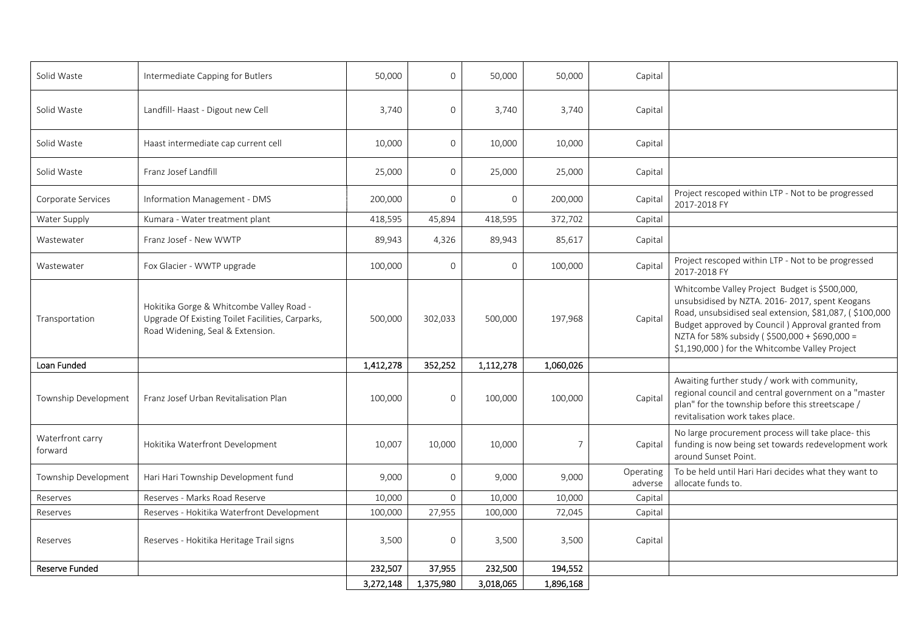| | | | | | | | |
|---|---|---|---|---|---|---|---|
| Solid Waste | Intermediate Capping for Butlers | 50,000 | 0 | 50,000 | 50,000 | Capital | |
| Solid Waste | Landfill- Haast - Digout new Cell | 3,740 | 0 | 3,740 | 3,740 | Capital | |
| Solid Waste | Haast intermediate cap current cell | 10,000 | 0 | 10,000 | 10,000 | Capital | |
| Solid Waste | Franz Josef Landfill | 25,000 | 0 | 25,000 | 25,000 | Capital | |
| Corporate Services | Information Management - DMS | 200,000 | 0 | 0 | 200,000 | Capital | Project rescoped within LTP - Not to be progressed 2017-2018 FY |
| Water Supply | Kumara - Water treatment plant | 418,595 | 45,894 | 418,595 | 372,702 | Capital | |
| Wastewater | Franz Josef - New WWTP | 89,943 | 4,326 | 89,943 | 85,617 | Capital | |
| Wastewater | Fox Glacier - WWTP upgrade | 100,000 | 0 | 0 | 100,000 | Capital | Project rescoped within LTP - Not to be progressed 2017-2018 FY |
| Transportation | Hokitika Gorge & Whitcombe Valley Road - Upgrade Of Existing Toilet Facilities, Carparks, Road Widening, Seal & Extension. | 500,000 | 302,033 | 500,000 | 197,968 | Capital | Whitcombe Valley Project Budget is $500,000, unsubsidised by NZTA. 2016- 2017, spent Keogans Road, unsubsidised seal extension, $81,087, ( $100,000 Budget approved by Council ) Approval granted from NZTA for 58% subsidy ( $500,000 + $690,000 = $1,190,000 ) for the Whitcombe Valley Project |
| **Loan Funded** | | **1,412,278** | **352,252** | **1,112,278** | **1,060,026** | | |
| Township Development | Franz Josef Urban Revitalisation Plan | 100,000 | 0 | 100,000 | 100,000 | Capital | Awaiting further study / work with community, regional council and central government on a "master plan" for the township before this streetscape / revitalisation work takes place. |
| Waterfront carry forward | Hokitika Waterfront Development | 10,007 | 10,000 | 10,000 | 7 | Capital | No large procurement process will take place- this funding is now being set towards redevelopment work around Sunset Point. |
| Township Development | Hari Hari Township Development fund | 9,000 | 0 | 9,000 | 9,000 | Operating adverse | To be held until Hari Hari decides what they want to allocate funds to. |
| Reserves | Reserves - Marks Road Reserve | 10,000 | 0 | 10,000 | 10,000 | Capital | |
| Reserves | Reserves - Hokitika Waterfront Development | 100,000 | 27,955 | 100,000 | 72,045 | Capital | |
| Reserves | Reserves - Hokitika Heritage Trail signs | 3,500 | 0 | 3,500 | 3,500 | Capital | |
| **Reserve Funded** | | **232,507** | **37,955** | **232,500** | **194,552** | | |
| | | 3,272,148 | 1,375,980 | 3,018,065 | 1,896,168 | | |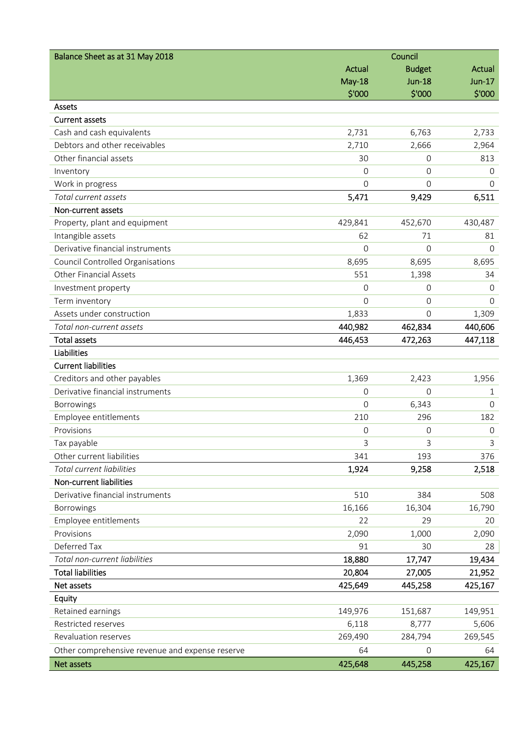| Balance Sheet as at 31 May 2018 | Council | | |
|---|---|---|---|
| | Actual | Budget | Actual |
| | May-18 | Jun-18 | Jun-17 |
| | $'000 | $'000 | $'000 |
| Assets | | | |
| Current assets | | | |
| Cash and cash equivalents | 2,731 | 6,763 | 2,733 |
| Debtors and other receivables | 2,710 | 2,666 | 2,964 |
| Other financial assets | 30 | 0 | 813 |
| Inventory | 0 | 0 | 0 |
| Work in progress | 0 | 0 | 0 |
| *Total current assets* | **5,471** | **9,429** | **6,511** |
| Non-current assets | | | |
| Property, plant and equipment | 429,841 | 452,670 | 430,487 |
| Intangible assets | 62 | 71 | 81 |
| Derivative financial instruments | 0 | 0 | 0 |
| Council Controlled Organisations | 8,695 | 8,695 | 8,695 |
| Other Financial Assets | 551 | 1,398 | 34 |
| Investment property | 0 | 0 | 0 |
| Term inventory | 0 | 0 | 0 |
| Assets under construction | 1,833 | 0 | 1,309 |
| *Total non-current assets* | **440,982** | **462,834** | **440,606** |
| **Total assets** | **446,453** | **472,263** | **447,118** |
| Liabilities | | | |
| Current liabilities | | | |
| Creditors and other payables | 1,369 | 2,423 | 1,956 |
| Derivative financial instruments | 0 | 0 | 1 |
| Borrowings | 0 | 6,343 | 0 |
| Employee entitlements | 210 | 296 | 182 |
| Provisions | 0 | 0 | 0 |
| Tax payable | 3 | 3 | 3 |
| Other current liabilities | 341 | 193 | 376 |
| *Total current liabilities* | **1,924** | **9,258** | **2,518** |
| Non-current liabilities | | | |
| Derivative financial instruments | 510 | 384 | 508 |
| Borrowings | 16,166 | 16,304 | 16,790 |
| Employee entitlements | 22 | 29 | 20 |
| Provisions | 2,090 | 1,000 | 2,090 |
| Deferred Tax | 91 | 30 | 28 |
| *Total non-current liabilities* | **18,880** | **17,747** | **19,434** |
| **Total liabilities** | **20,804** | **27,005** | **21,952** |
| **Net assets** | **425,649** | **445,258** | **425,167** |
| Equity | | | |
| Retained earnings | 149,976 | 151,687 | 149,951 |
| Restricted reserves | 6,118 | 8,777 | 5,606 |
| Revaluation reserves | 269,490 | 284,794 | 269,545 |
| Other comprehensive revenue and expense reserve | 64 | 0 | 64 |
| **Net assets** | **425,648** | **445,258** | **425,167** |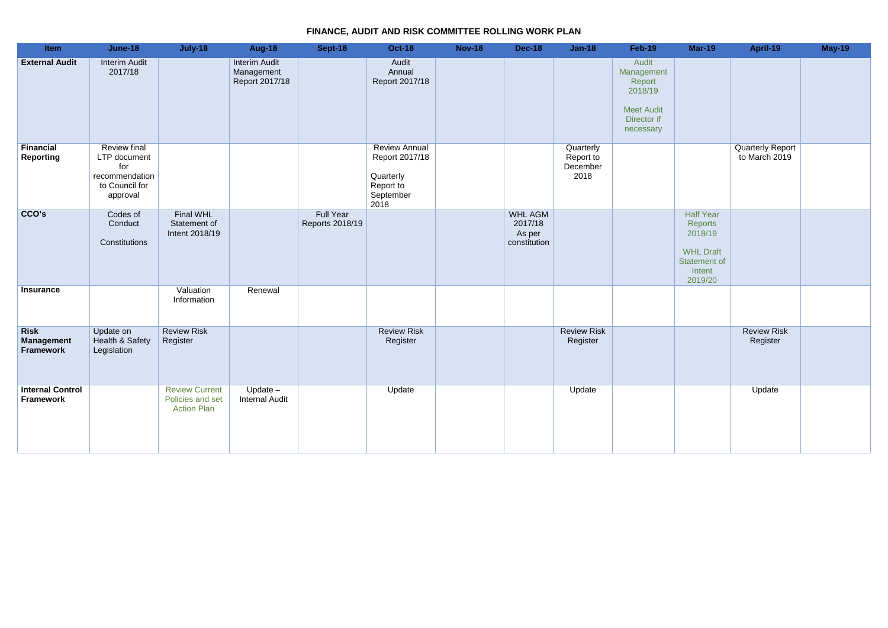# FINANCE, AUDIT AND RISK COMMITTEE ROLLING WORK PLAN

| Item | June-18 | July-18 | Aug-18 | Sept-18 | Oct-18 | Nov-18 | Dec-18 | Jan-18 | Feb-19 | Mar-19 | April-19 | May-19 |
|---|---|---|---|---|---|---|---|---|---|---|---|---|
| **External Audit** | Interim Audit 2017/18 | | Interim Audit Management Report 2017/18 | | Audit Annual Report 2017/18 | | | | Audit Management Report 2018/19<br><br>Meet Audit Director if necessary | | | |
| **Financial Reporting** | Review final LTP document for recommendation to Council for approval | | | | Review Annual Report 2017/18<br><br>Quarterly Report to September 2018 | | | Quarterly Report to December 2018 | | | Quarterly Report to March 2019 | |
| **CCO's** | Codes of Conduct<br><br>Constitutions | Final WHL Statement of Intent 2018/19 | | Full Year Reports 2018/19 | | | WHL AGM 2017/18 As per constitution | | | Half Year Reports 2018/19<br><br>WHL Draft Statement of Intent 2019/20 | | |
| **Insurance** | | Valuation Information | Renewal | | | | | | | | | |
| **Risk Management Framework** | Update on Health & Safety Legislation | Review Risk Register | | | Review Risk Register | | | Review Risk Register | | | Review Risk Register | |
| **Internal Control Framework** | | Review Current Policies and set Action Plan | Update – Internal Audit | | Update | | | Update | | | Update | |